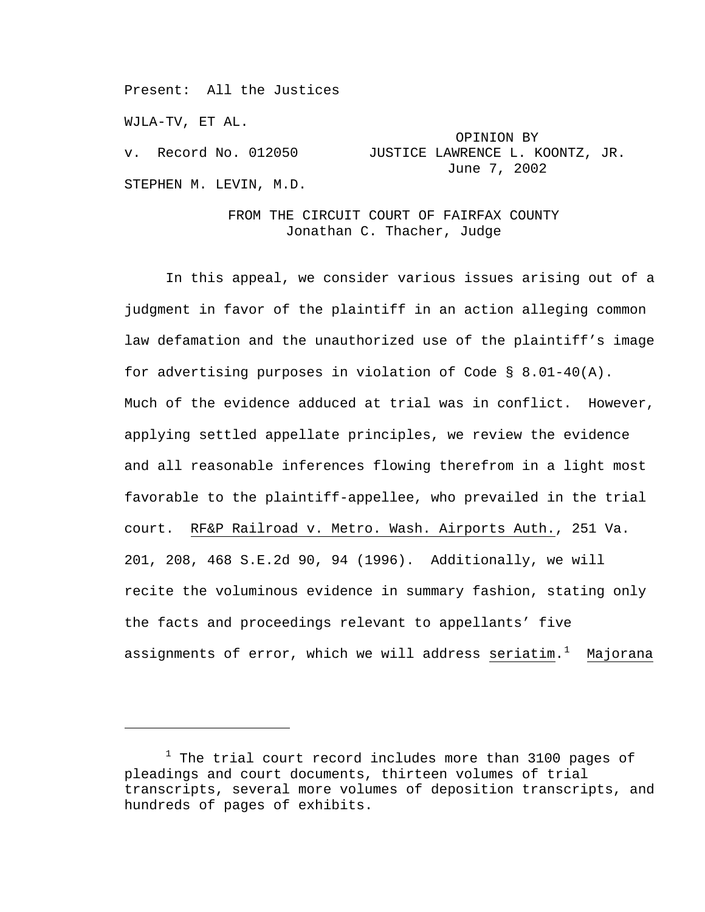Present: All the Justices

WJLA-TV, ET AL.

v. Record No. 012050

OPINION BY JUSTICE LAWRENCE L. KOONTZ, JR.
June 7, 2002

STEPHEN M. LEVIN, M.D.

FROM THE CIRCUIT COURT OF FAIRFAX COUNTY
Jonathan C. Thacher, Judge

In this appeal, we consider various issues arising out of a judgment in favor of the plaintiff in an action alleging common law defamation and the unauthorized use of the plaintiff's image for advertising purposes in violation of Code § 8.01-40(A). Much of the evidence adduced at trial was in conflict. However, applying settled appellate principles, we review the evidence and all reasonable inferences flowing therefrom in a light most favorable to the plaintiff-appellee, who prevailed in the trial court. RF&P Railroad v. Metro. Wash. Airports Auth., 251 Va. 201, 208, 468 S.E.2d 90, 94 (1996). Additionally, we will recite the voluminous evidence in summary fashion, stating only the facts and proceedings relevant to appellants' five assignments of error, which we will address *seriatim*.[1] Majorana

---

[1] The trial court record includes more than 3100 pages of pleadings and court documents, thirteen volumes of trial transcripts, several more volumes of deposition transcripts, and hundreds of pages of exhibits.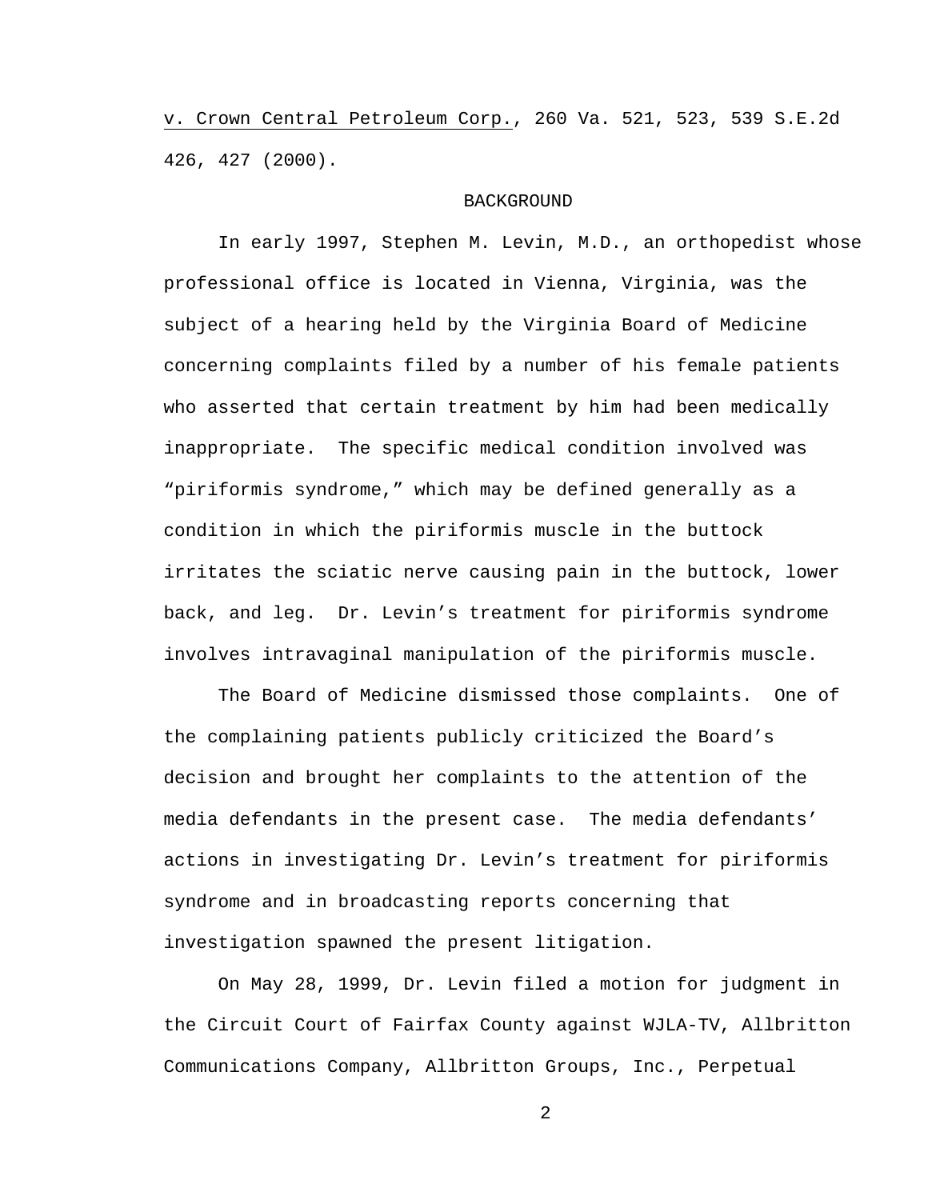v. Crown Central Petroleum Corp., 260 Va. 521, 523, 539 S.E.2d 426, 427 (2000).

## BACKGROUND

In early 1997, Stephen M. Levin, M.D., an orthopedist whose professional office is located in Vienna, Virginia, was the subject of a hearing held by the Virginia Board of Medicine concerning complaints filed by a number of his female patients who asserted that certain treatment by him had been medically inappropriate. The specific medical condition involved was "piriformis syndrome," which may be defined generally as a condition in which the piriformis muscle in the buttock irritates the sciatic nerve causing pain in the buttock, lower back, and leg. Dr. Levin's treatment for piriformis syndrome involves intravaginal manipulation of the piriformis muscle.

The Board of Medicine dismissed those complaints. One of the complaining patients publicly criticized the Board's decision and brought her complaints to the attention of the media defendants in the present case. The media defendants' actions in investigating Dr. Levin's treatment for piriformis syndrome and in broadcasting reports concerning that investigation spawned the present litigation.

On May 28, 1999, Dr. Levin filed a motion for judgment in the Circuit Court of Fairfax County against WJLA-TV, Allbritton Communications Company, Allbritton Groups, Inc., Perpetual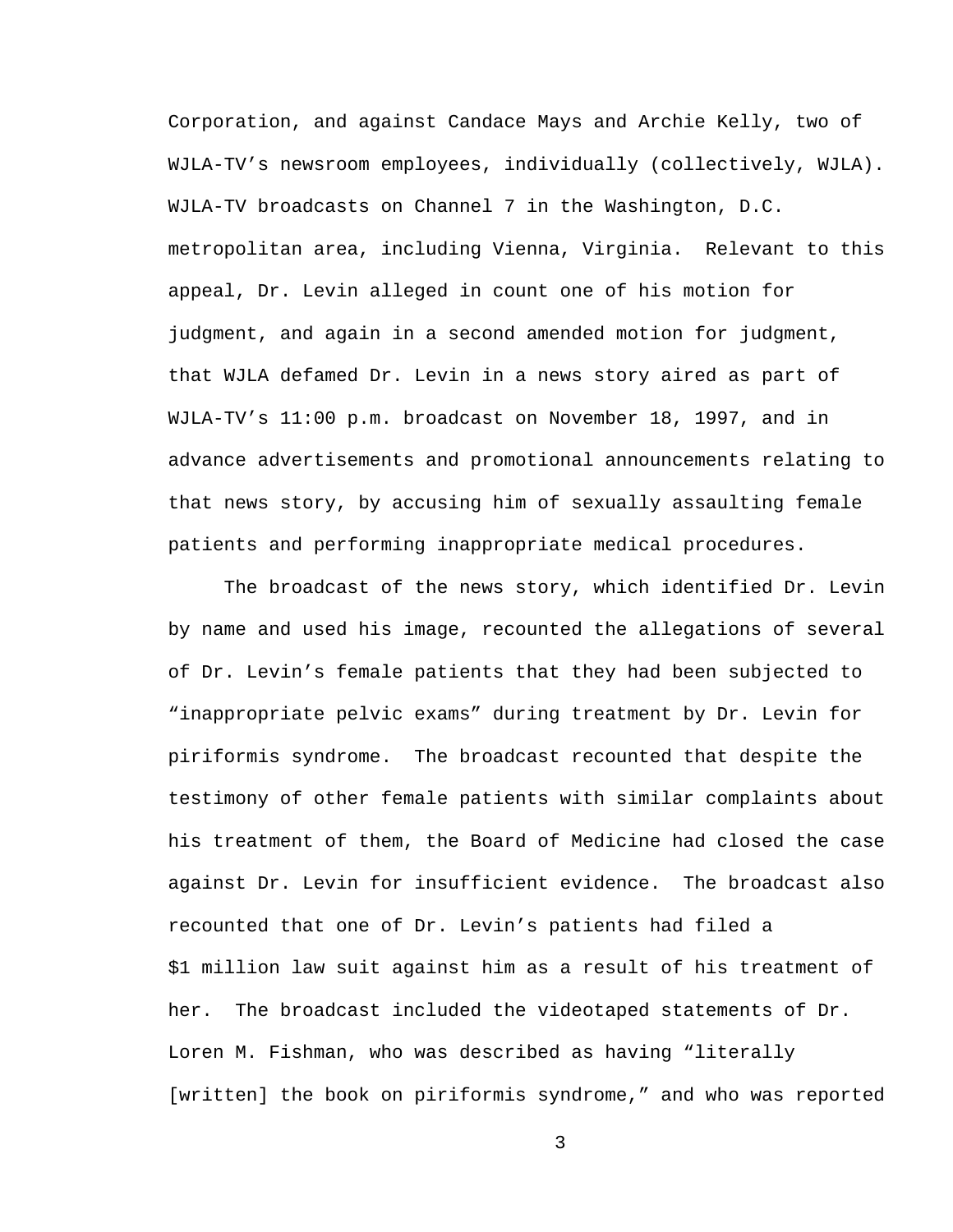Corporation, and against Candace Mays and Archie Kelly, two of WJLA-TV’s newsroom employees, individually (collectively, WJLA). WJLA-TV broadcasts on Channel 7 in the Washington, D.C. metropolitan area, including Vienna, Virginia. Relevant to this appeal, Dr. Levin alleged in count one of his motion for judgment, and again in a second amended motion for judgment, that WJLA defamed Dr. Levin in a news story aired as part of WJLA-TV’s 11:00 p.m. broadcast on November 18, 1997, and in advance advertisements and promotional announcements relating to that news story, by accusing him of sexually assaulting female patients and performing inappropriate medical procedures.

The broadcast of the news story, which identified Dr. Levin by name and used his image, recounted the allegations of several of Dr. Levin’s female patients that they had been subjected to “inappropriate pelvic exams” during treatment by Dr. Levin for piriformis syndrome. The broadcast recounted that despite the testimony of other female patients with similar complaints about his treatment of them, the Board of Medicine had closed the case against Dr. Levin for insufficient evidence. The broadcast also recounted that one of Dr. Levin’s patients had filed a $1 million law suit against him as a result of his treatment of her. The broadcast included the videotaped statements of Dr. Loren M. Fishman, who was described as having “literally [written] the book on piriformis syndrome,” and who was reported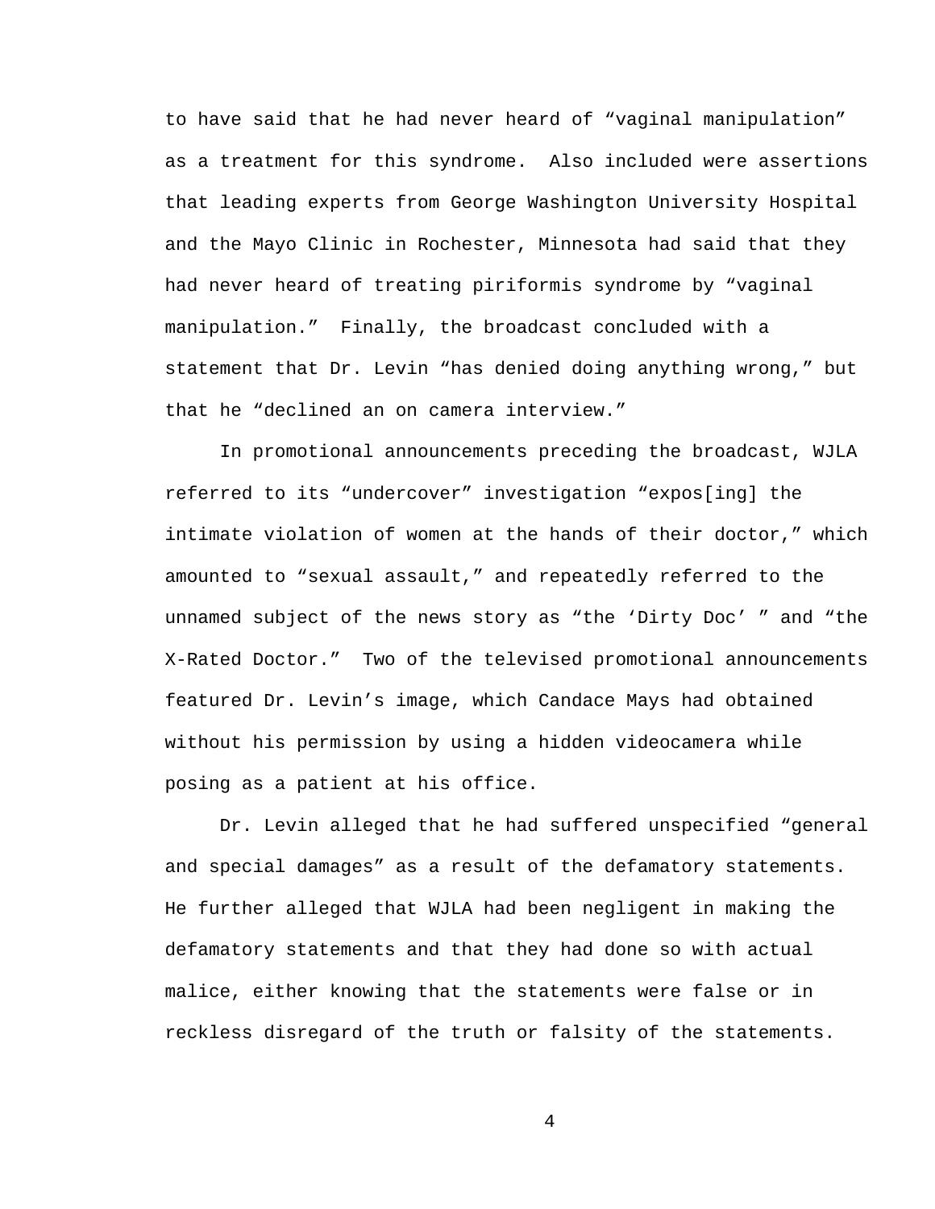to have said that he had never heard of "vaginal manipulation" as a treatment for this syndrome. Also included were assertions that leading experts from George Washington University Hospital and the Mayo Clinic in Rochester, Minnesota had said that they had never heard of treating piriformis syndrome by "vaginal manipulation." Finally, the broadcast concluded with a statement that Dr. Levin "has denied doing anything wrong," but that he "declined an on camera interview."

In promotional announcements preceding the broadcast, WJLA referred to its "undercover" investigation "expos[ing] the intimate violation of women at the hands of their doctor," which amounted to "sexual assault," and repeatedly referred to the unnamed subject of the news story as "the 'Dirty Doc' " and "the X-Rated Doctor." Two of the televised promotional announcements featured Dr. Levin's image, which Candace Mays had obtained without his permission by using a hidden videocamera while posing as a patient at his office.

Dr. Levin alleged that he had suffered unspecified "general and special damages" as a result of the defamatory statements. He further alleged that WJLA had been negligent in making the defamatory statements and that they had done so with actual malice, either knowing that the statements were false or in reckless disregard of the truth or falsity of the statements.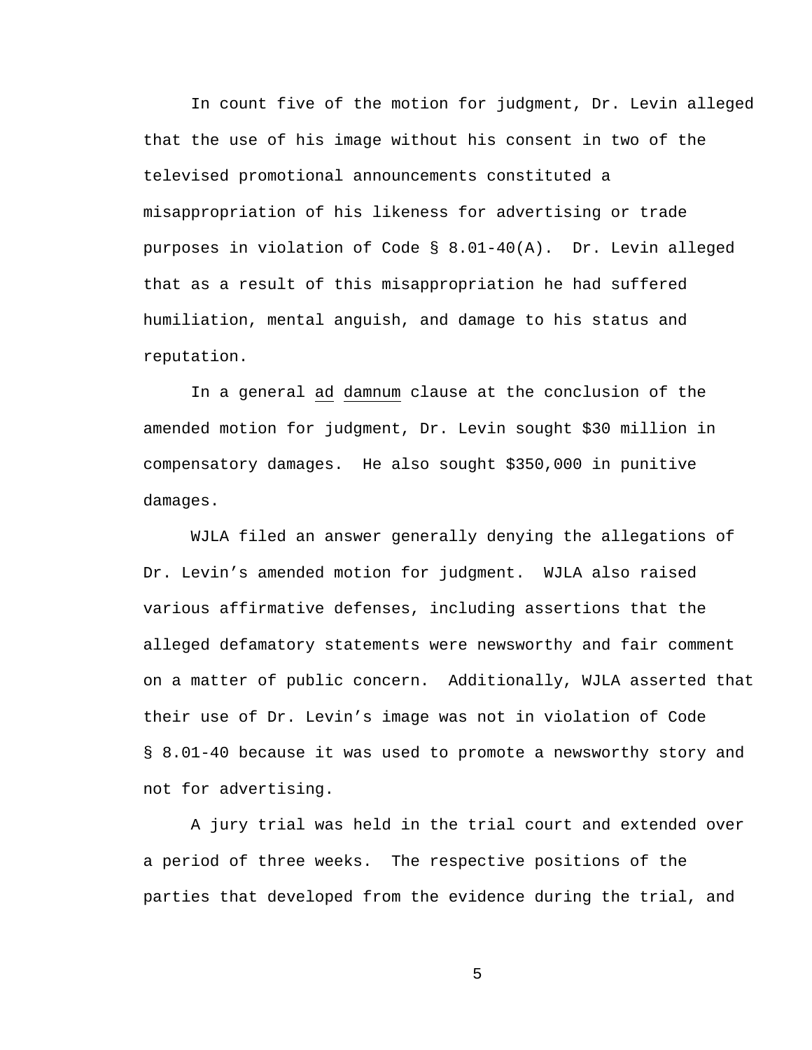In count five of the motion for judgment, Dr. Levin alleged that the use of his image without his consent in two of the televised promotional announcements constituted a misappropriation of his likeness for advertising or trade purposes in violation of Code § 8.01-40(A). Dr. Levin alleged that as a result of this misappropriation he had suffered humiliation, mental anguish, and damage to his status and reputation.

In a general ad damnum clause at the conclusion of the amended motion for judgment, Dr. Levin sought $30 million in compensatory damages. He also sought $350,000 in punitive damages.

WJLA filed an answer generally denying the allegations of Dr. Levin's amended motion for judgment. WJLA also raised various affirmative defenses, including assertions that the alleged defamatory statements were newsworthy and fair comment on a matter of public concern. Additionally, WJLA asserted that their use of Dr. Levin's image was not in violation of Code § 8.01-40 because it was used to promote a newsworthy story and not for advertising.

A jury trial was held in the trial court and extended over a period of three weeks. The respective positions of the parties that developed from the evidence during the trial, and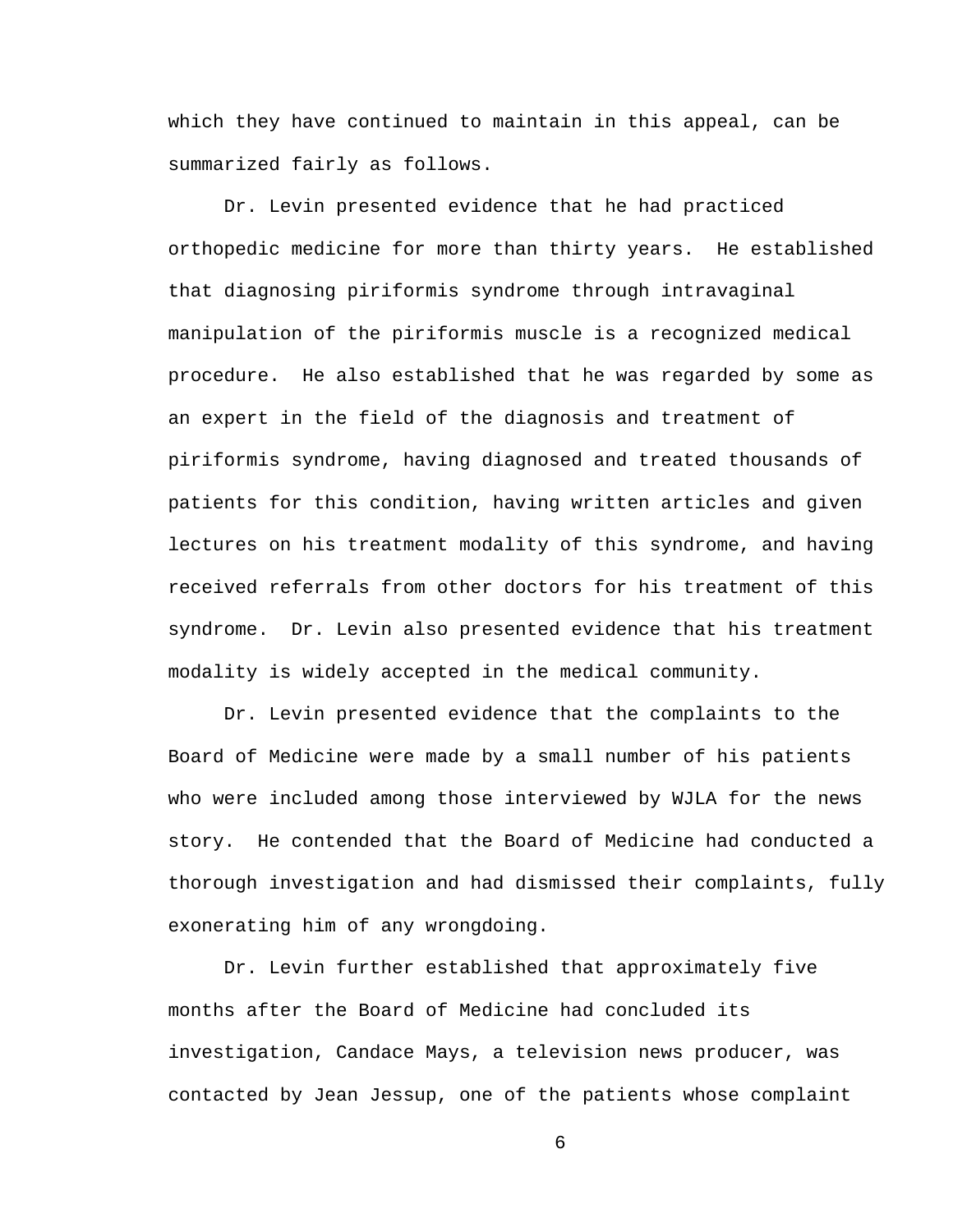which they have continued to maintain in this appeal, can be summarized fairly as follows.

Dr. Levin presented evidence that he had practiced orthopedic medicine for more than thirty years. He established that diagnosing piriformis syndrome through intravaginal manipulation of the piriformis muscle is a recognized medical procedure. He also established that he was regarded by some as an expert in the field of the diagnosis and treatment of piriformis syndrome, having diagnosed and treated thousands of patients for this condition, having written articles and given lectures on his treatment modality of this syndrome, and having received referrals from other doctors for his treatment of this syndrome. Dr. Levin also presented evidence that his treatment modality is widely accepted in the medical community.

Dr. Levin presented evidence that the complaints to the Board of Medicine were made by a small number of his patients who were included among those interviewed by WJLA for the news story. He contended that the Board of Medicine had conducted a thorough investigation and had dismissed their complaints, fully exonerating him of any wrongdoing.

Dr. Levin further established that approximately five months after the Board of Medicine had concluded its investigation, Candace Mays, a television news producer, was contacted by Jean Jessup, one of the patients whose complaint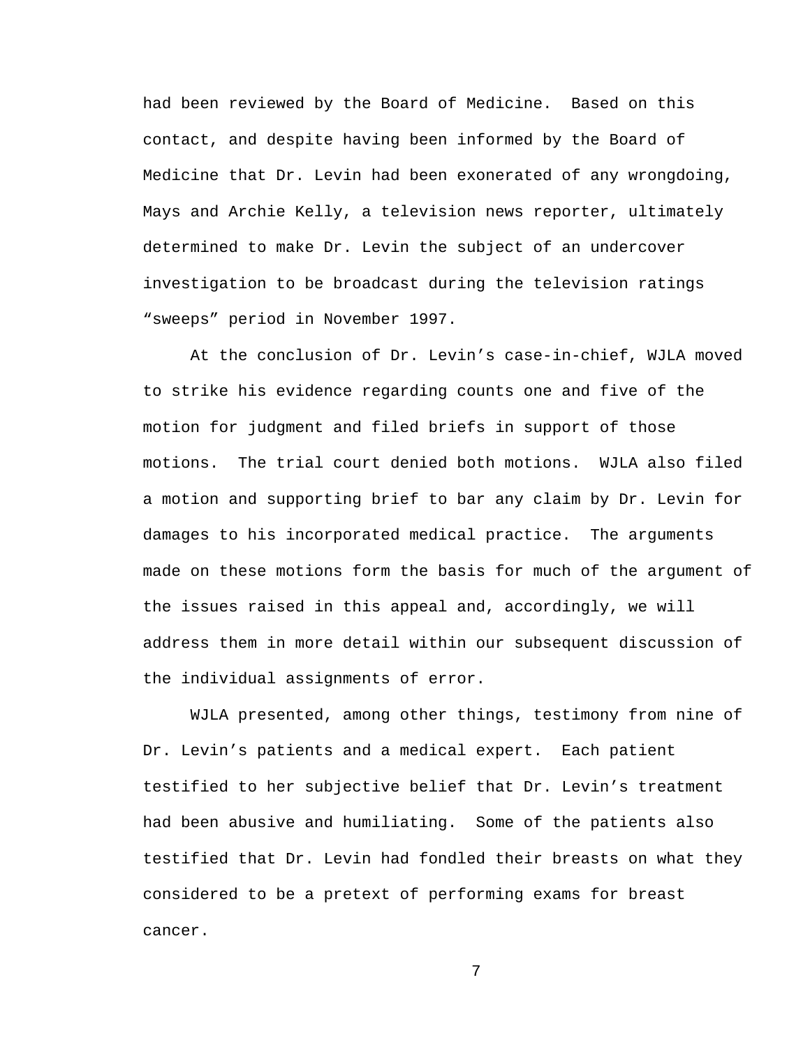had been reviewed by the Board of Medicine. Based on this contact, and despite having been informed by the Board of Medicine that Dr. Levin had been exonerated of any wrongdoing, Mays and Archie Kelly, a television news reporter, ultimately determined to make Dr. Levin the subject of an undercover investigation to be broadcast during the television ratings "sweeps" period in November 1997.

At the conclusion of Dr. Levin's case-in-chief, WJLA moved to strike his evidence regarding counts one and five of the motion for judgment and filed briefs in support of those motions. The trial court denied both motions. WJLA also filed a motion and supporting brief to bar any claim by Dr. Levin for damages to his incorporated medical practice. The arguments made on these motions form the basis for much of the argument of the issues raised in this appeal and, accordingly, we will address them in more detail within our subsequent discussion of the individual assignments of error.

WJLA presented, among other things, testimony from nine of Dr. Levin's patients and a medical expert. Each patient testified to her subjective belief that Dr. Levin's treatment had been abusive and humiliating. Some of the patients also testified that Dr. Levin had fondled their breasts on what they considered to be a pretext of performing exams for breast cancer.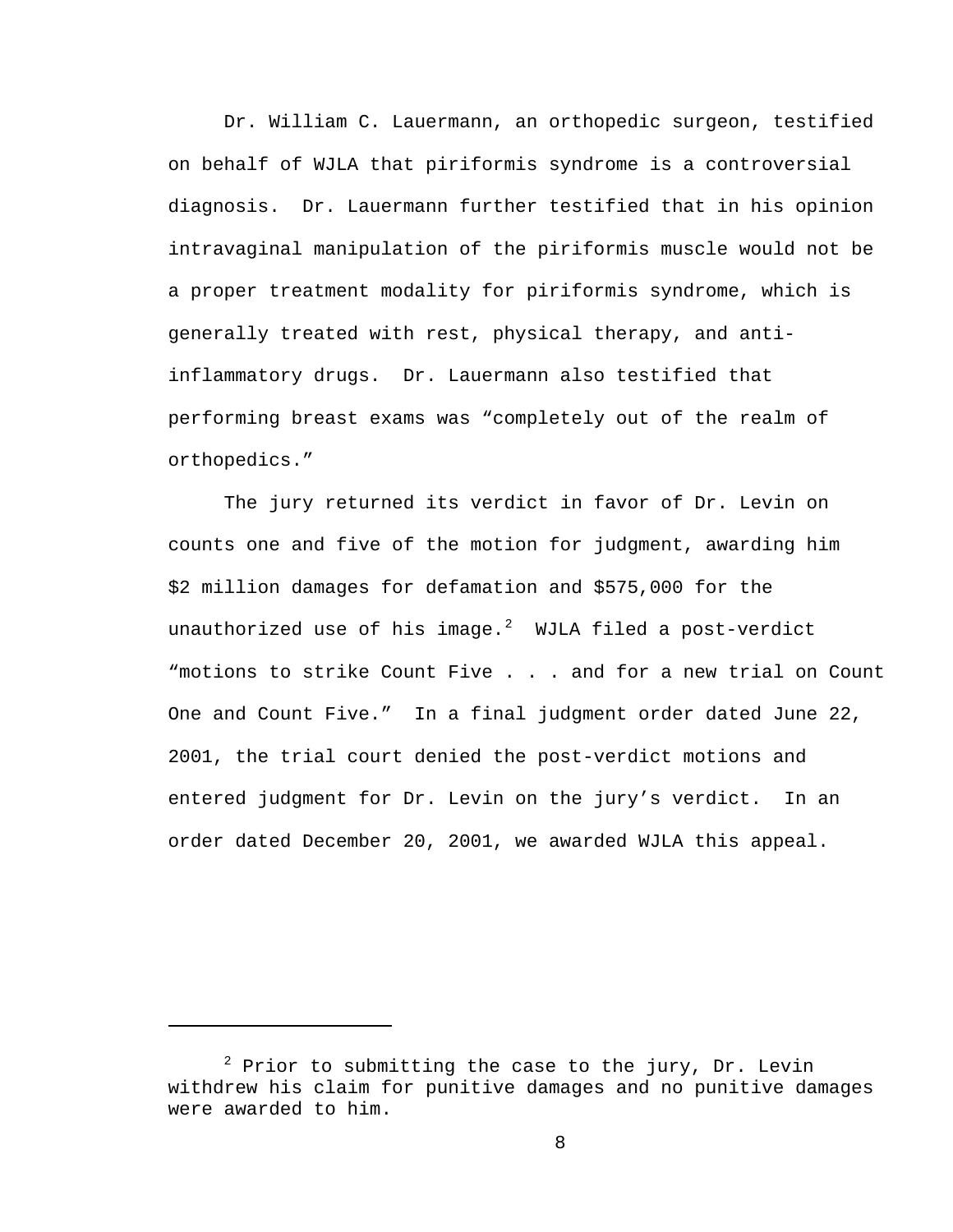Dr. William C. Lauermann, an orthopedic surgeon, testified on behalf of WJLA that piriformis syndrome is a controversial diagnosis. Dr. Lauermann further testified that in his opinion intravaginal manipulation of the piriformis muscle would not be a proper treatment modality for piriformis syndrome, which is generally treated with rest, physical therapy, and anti-inflammatory drugs. Dr. Lauermann also testified that performing breast exams was "completely out of the realm of orthopedics."

The jury returned its verdict in favor of Dr. Levin on counts one and five of the motion for judgment, awarding him $2 million damages for defamation and $575,000 for the unauthorized use of his image.[2] WJLA filed a post-verdict "motions to strike Count Five . . . and for a new trial on Count One and Count Five." In a final judgment order dated June 22, 2001, the trial court denied the post-verdict motions and entered judgment for Dr. Levin on the jury's verdict. In an order dated December 20, 2001, we awarded WJLA this appeal.

---

[2] Prior to submitting the case to the jury, Dr. Levin withdrew his claim for punitive damages and no punitive damages were awarded to him.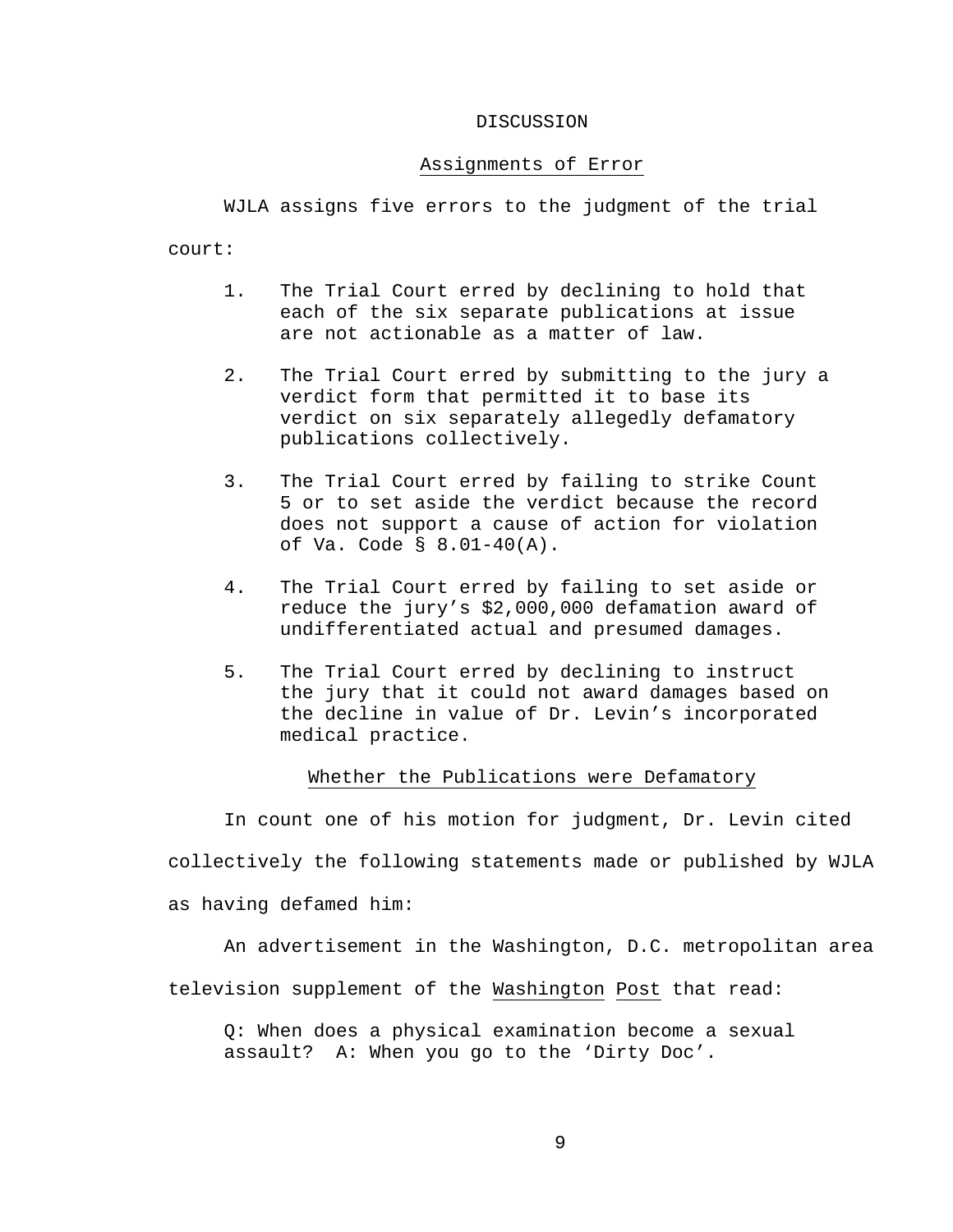DISCUSSION

Assignments of Error

WJLA assigns five errors to the judgment of the trial court:

1. The Trial Court erred by declining to hold that each of the six separate publications at issue are not actionable as a matter of law.

2. The Trial Court erred by submitting to the jury a verdict form that permitted it to base its verdict on six separately allegedly defamatory publications collectively.

3. The Trial Court erred by failing to strike Count 5 or to set aside the verdict because the record does not support a cause of action for violation of Va. Code § 8.01-40(A).

4. The Trial Court erred by failing to set aside or reduce the jury's $2,000,000 defamation award of undifferentiated actual and presumed damages.

5. The Trial Court erred by declining to instruct the jury that it could not award damages based on the decline in value of Dr. Levin's incorporated medical practice.

Whether the Publications were Defamatory

In count one of his motion for judgment, Dr. Levin cited collectively the following statements made or published by WJLA as having defamed him:

An advertisement in the Washington, D.C. metropolitan area television supplement of the Washington Post that read:

> Q: When does a physical examination become a sexual assault? A: When you go to the 'Dirty Doc'.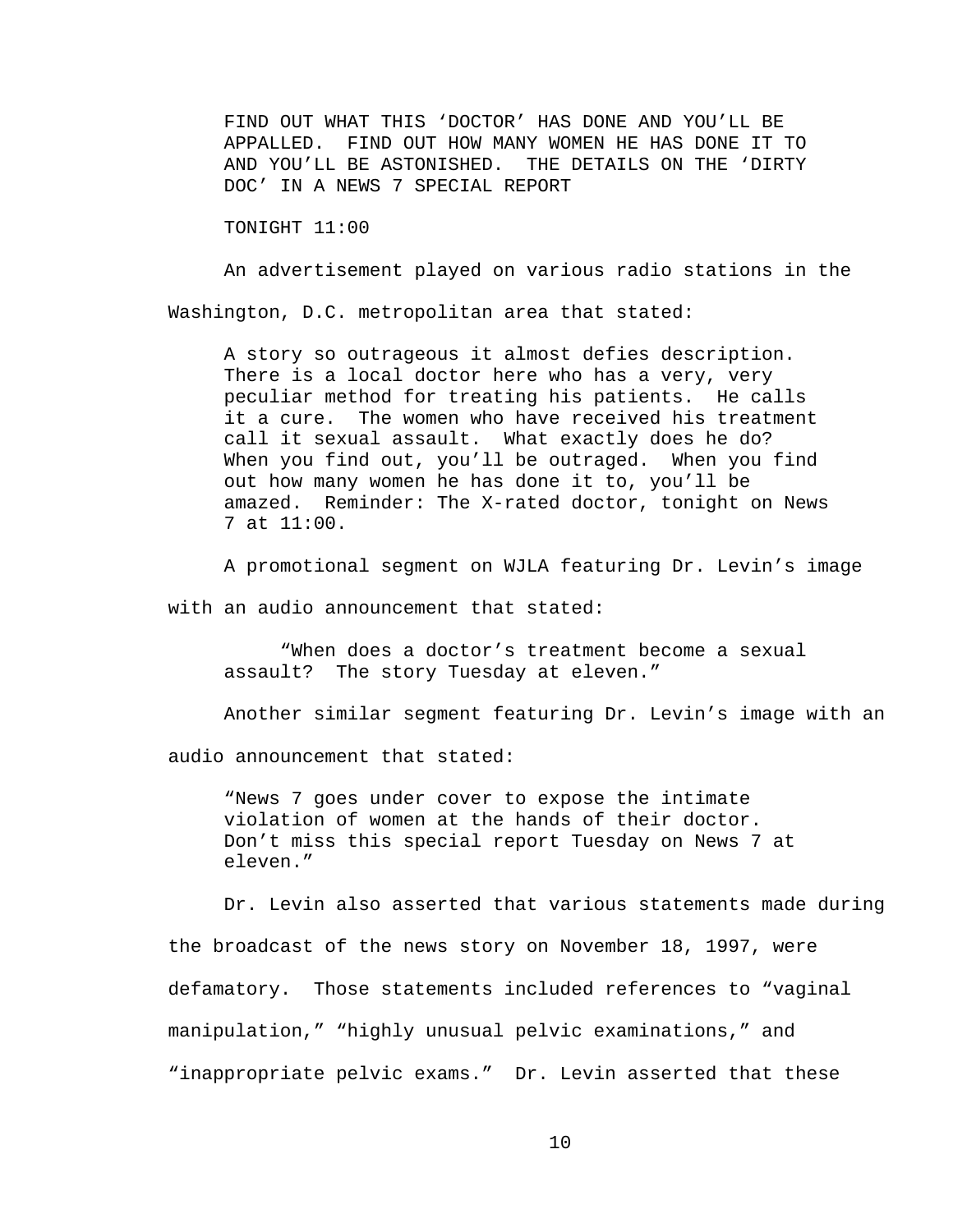> FIND OUT WHAT THIS 'DOCTOR' HAS DONE AND YOU'LL BE APPALLED. FIND OUT HOW MANY WOMEN HE HAS DONE IT TO AND YOU'LL BE ASTONISHED. THE DETAILS ON THE 'DIRTY DOC' IN A NEWS 7 SPECIAL REPORT
>
> TONIGHT 11:00

An advertisement played on various radio stations in the Washington, D.C. metropolitan area that stated:

> A story so outrageous it almost defies description. There is a local doctor here who has a very, very peculiar method for treating his patients. He calls it a cure. The women who have received his treatment call it sexual assault. What exactly does he do? When you find out, you'll be outraged. When you find out how many women he has done it to, you'll be amazed. Reminder: The X-rated doctor, tonight on News 7 at 11:00.

A promotional segment on WJLA featuring Dr. Levin's image with an audio announcement that stated:

> "When does a doctor's treatment become a sexual assault? The story Tuesday at eleven."

Another similar segment featuring Dr. Levin's image with an audio announcement that stated:

> "News 7 goes under cover to expose the intimate violation of women at the hands of their doctor. Don't miss this special report Tuesday on News 7 at eleven."

Dr. Levin also asserted that various statements made during the broadcast of the news story on November 18, 1997, were defamatory. Those statements included references to "vaginal manipulation," "highly unusual pelvic examinations," and "inappropriate pelvic exams." Dr. Levin asserted that these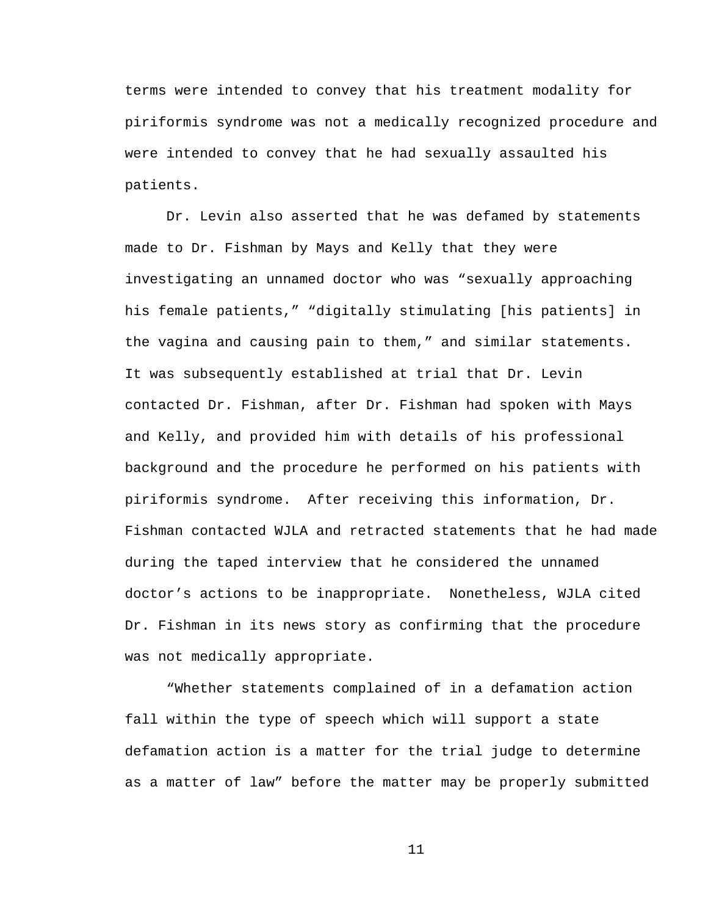terms were intended to convey that his treatment modality for piriformis syndrome was not a medically recognized procedure and were intended to convey that he had sexually assaulted his patients.

Dr. Levin also asserted that he was defamed by statements made to Dr. Fishman by Mays and Kelly that they were investigating an unnamed doctor who was "sexually approaching his female patients," "digitally stimulating [his patients] in the vagina and causing pain to them," and similar statements. It was subsequently established at trial that Dr. Levin contacted Dr. Fishman, after Dr. Fishman had spoken with Mays and Kelly, and provided him with details of his professional background and the procedure he performed on his patients with piriformis syndrome. After receiving this information, Dr. Fishman contacted WJLA and retracted statements that he had made during the taped interview that he considered the unnamed doctor's actions to be inappropriate. Nonetheless, WJLA cited Dr. Fishman in its news story as confirming that the procedure was not medically appropriate.

"Whether statements complained of in a defamation action fall within the type of speech which will support a state defamation action is a matter for the trial judge to determine as a matter of law" before the matter may be properly submitted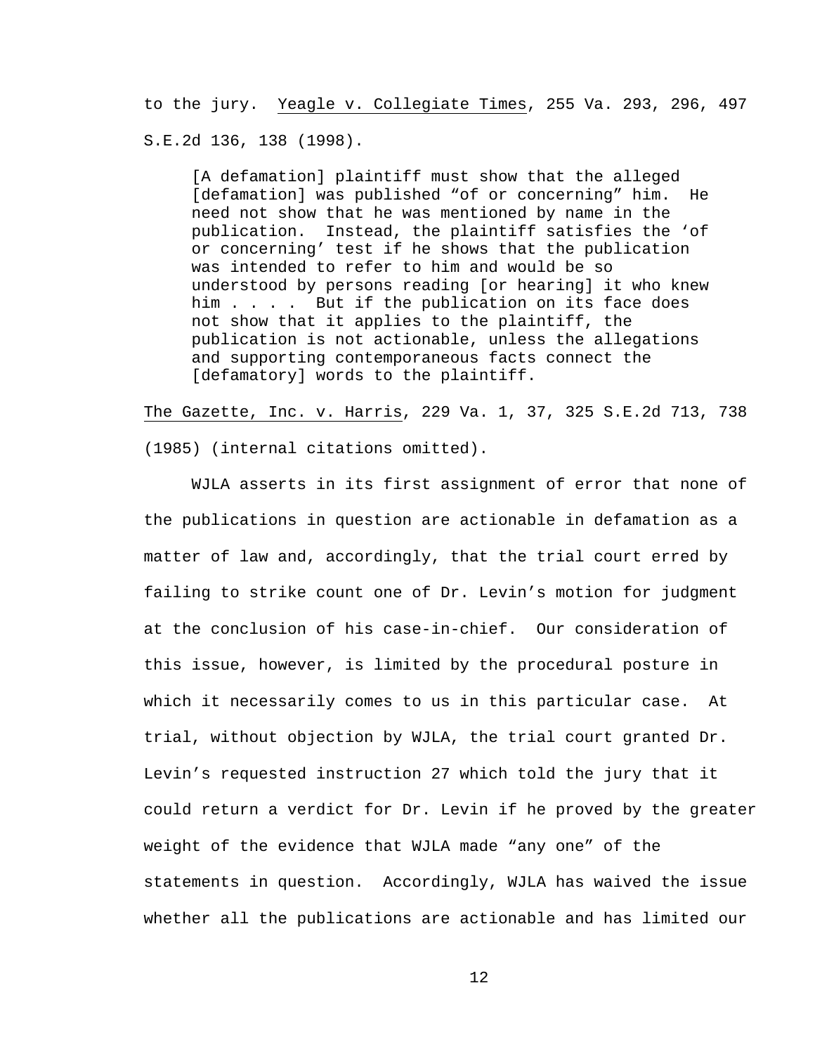to the jury. Yeagle v. Collegiate Times, 255 Va. 293, 296, 497 S.E.2d 136, 138 (1998).

> [A defamation] plaintiff must show that the alleged [defamation] was published "of or concerning" him. He need not show that he was mentioned by name in the publication. Instead, the plaintiff satisfies the 'of or concerning' test if he shows that the publication was intended to refer to him and would be so understood by persons reading [or hearing] it who knew him . . . . But if the publication on its face does not show that it applies to the plaintiff, the publication is not actionable, unless the allegations and supporting contemporaneous facts connect the [defamatory] words to the plaintiff.

The Gazette, Inc. v. Harris, 229 Va. 1, 37, 325 S.E.2d 713, 738 (1985) (internal citations omitted).

WJLA asserts in its first assignment of error that none of the publications in question are actionable in defamation as a matter of law and, accordingly, that the trial court erred by failing to strike count one of Dr. Levin's motion for judgment at the conclusion of his case-in-chief. Our consideration of this issue, however, is limited by the procedural posture in which it necessarily comes to us in this particular case. At trial, without objection by WJLA, the trial court granted Dr. Levin's requested instruction 27 which told the jury that it could return a verdict for Dr. Levin if he proved by the greater weight of the evidence that WJLA made "any one" of the statements in question. Accordingly, WJLA has waived the issue whether all the publications are actionable and has limited our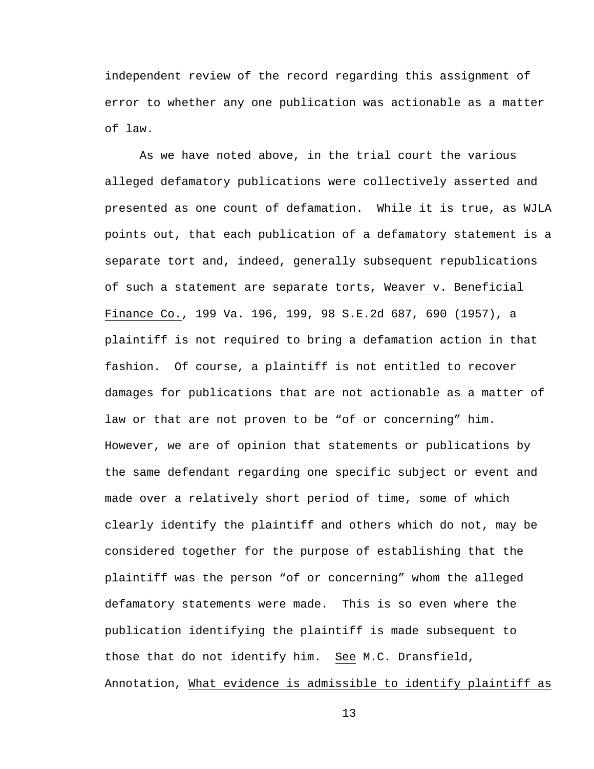independent review of the record regarding this assignment of error to whether any one publication was actionable as a matter of law.

As we have noted above, in the trial court the various alleged defamatory publications were collectively asserted and presented as one count of defamation. While it is true, as WJLA points out, that each publication of a defamatory statement is a separate tort and, indeed, generally subsequent republications of such a statement are separate torts, Weaver v. Beneficial Finance Co., 199 Va. 196, 199, 98 S.E.2d 687, 690 (1957), a plaintiff is not required to bring a defamation action in that fashion. Of course, a plaintiff is not entitled to recover damages for publications that are not actionable as a matter of law or that are not proven to be "of or concerning" him. However, we are of opinion that statements or publications by the same defendant regarding one specific subject or event and made over a relatively short period of time, some of which clearly identify the plaintiff and others which do not, may be considered together for the purpose of establishing that the plaintiff was the person "of or concerning" whom the alleged defamatory statements were made. This is so even where the publication identifying the plaintiff is made subsequent to those that do not identify him. See M.C. Dransfield, Annotation, What evidence is admissible to identify plaintiff as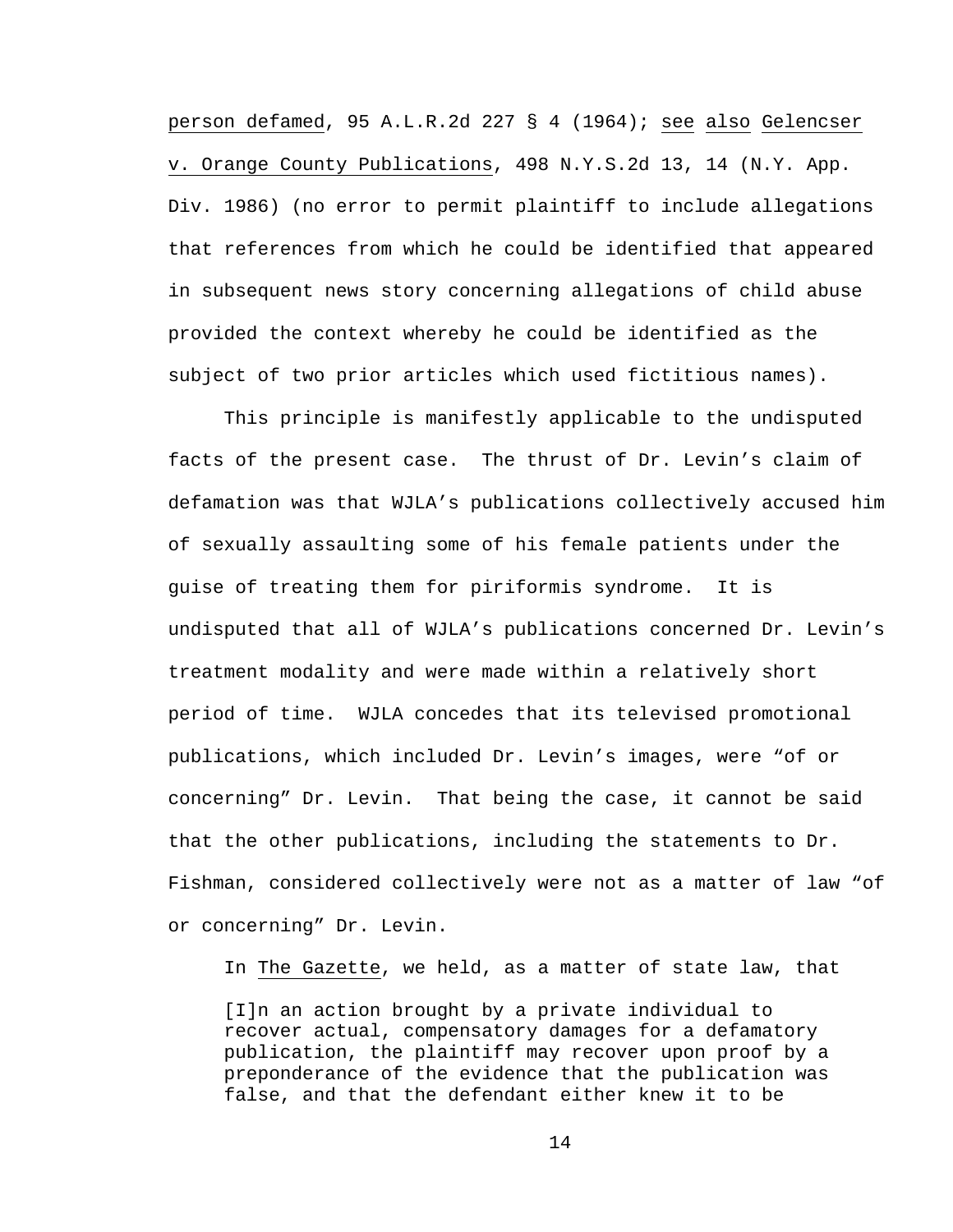person defamed, 95 A.L.R.2d 227 § 4 (1964); see also Gelencser v. Orange County Publications, 498 N.Y.S.2d 13, 14 (N.Y. App. Div. 1986) (no error to permit plaintiff to include allegations that references from which he could be identified that appeared in subsequent news story concerning allegations of child abuse provided the context whereby he could be identified as the subject of two prior articles which used fictitious names).

This principle is manifestly applicable to the undisputed facts of the present case. The thrust of Dr. Levin's claim of defamation was that WJLA's publications collectively accused him of sexually assaulting some of his female patients under the guise of treating them for piriformis syndrome. It is undisputed that all of WJLA's publications concerned Dr. Levin's treatment modality and were made within a relatively short period of time. WJLA concedes that its televised promotional publications, which included Dr. Levin's images, were "of or concerning" Dr. Levin. That being the case, it cannot be said that the other publications, including the statements to Dr. Fishman, considered collectively were not as a matter of law "of or concerning" Dr. Levin.

In The Gazette, we held, as a matter of state law, that

> [I]n an action brought by a private individual to recover actual, compensatory damages for a defamatory publication, the plaintiff may recover upon proof by a preponderance of the evidence that the publication was false, and that the defendant either knew it to be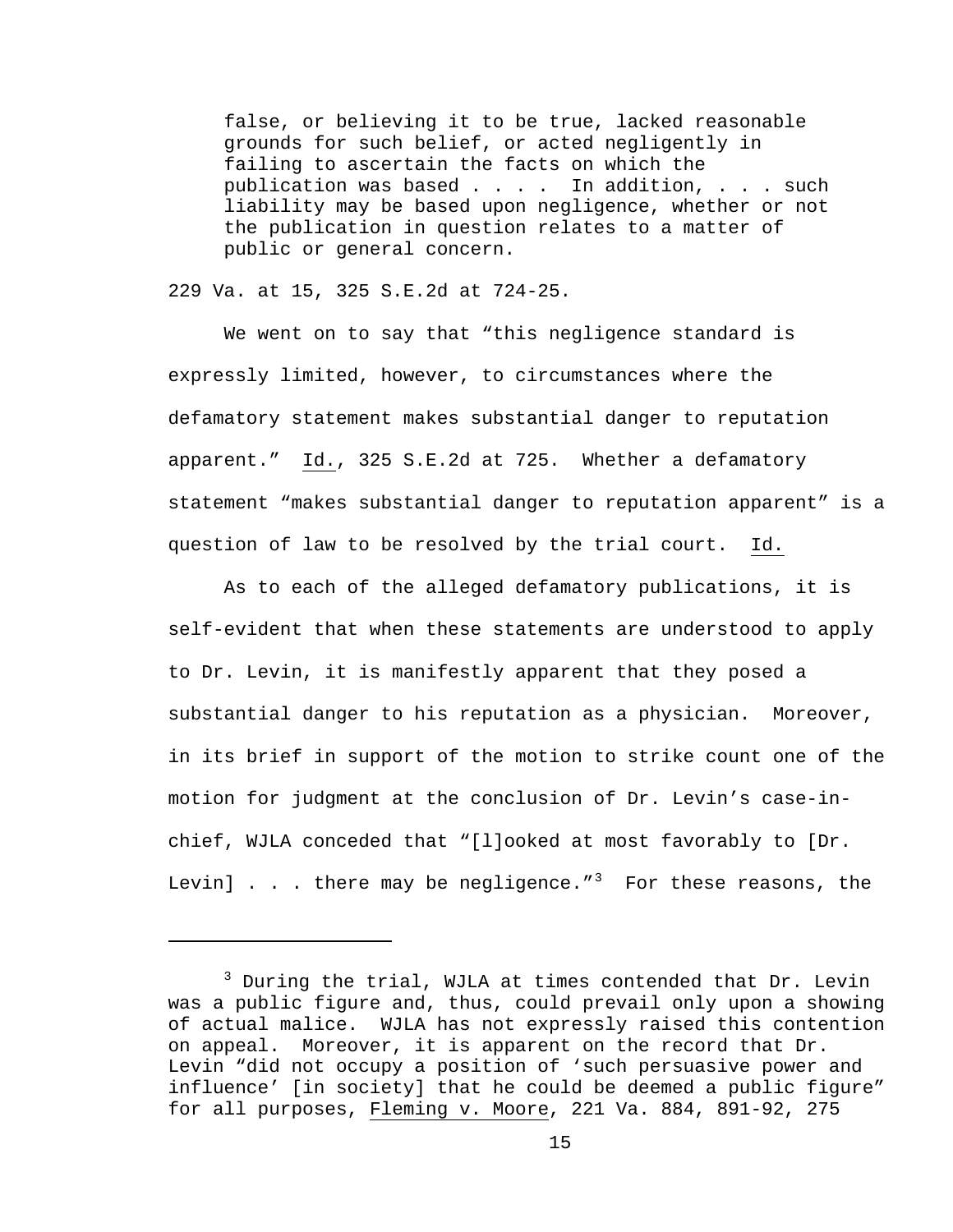> false, or believing it to be true, lacked reasonable grounds for such belief, or acted negligently in failing to ascertain the facts on which the publication was based . . . . In addition, . . . such liability may be based upon negligence, whether or not the publication in question relates to a matter of public or general concern.

229 Va. at 15, 325 S.E.2d at 724-25.

We went on to say that "this negligence standard is expressly limited, however, to circumstances where the defamatory statement makes substantial danger to reputation apparent." Id., 325 S.E.2d at 725. Whether a defamatory statement "makes substantial danger to reputation apparent" is a question of law to be resolved by the trial court. Id.

As to each of the alleged defamatory publications, it is self-evident that when these statements are understood to apply to Dr. Levin, it is manifestly apparent that they posed a substantial danger to his reputation as a physician. Moreover, in its brief in support of the motion to strike count one of the motion for judgment at the conclusion of Dr. Levin's case-in-chief, WJLA conceded that "[l]ooked at most favorably to [Dr. Levin] . . . there may be negligence."[3] For these reasons, the

---

[3] During the trial, WJLA at times contended that Dr. Levin was a public figure and, thus, could prevail only upon a showing of actual malice. WJLA has not expressly raised this contention on appeal. Moreover, it is apparent on the record that Dr. Levin "did not occupy a position of 'such persuasive power and influence' [in society] that he could be deemed a public figure" for all purposes, Fleming v. Moore, 221 Va. 884, 891-92, 275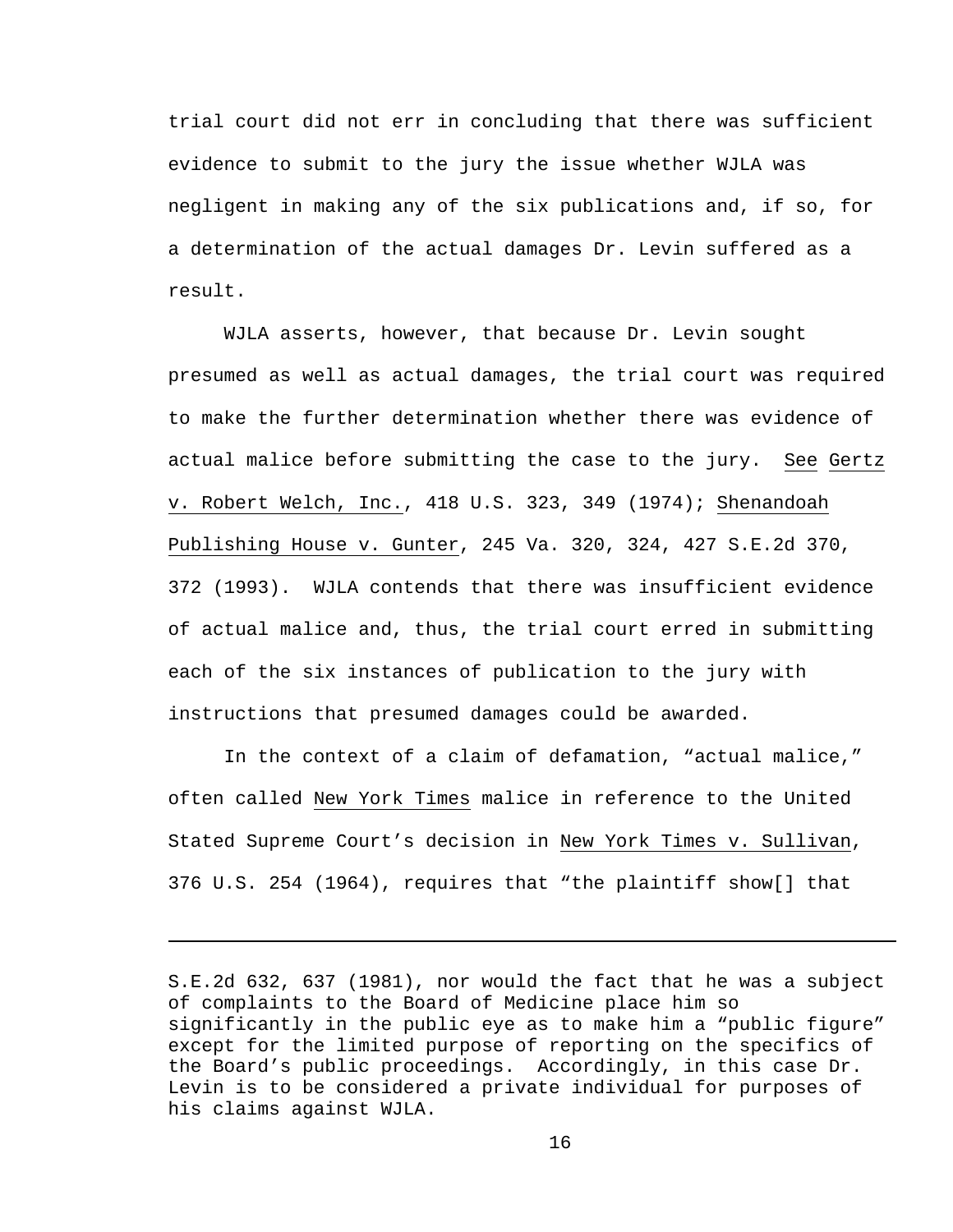trial court did not err in concluding that there was sufficient evidence to submit to the jury the issue whether WJLA was negligent in making any of the six publications and, if so, for a determination of the actual damages Dr. Levin suffered as a result.

WJLA asserts, however, that because Dr. Levin sought presumed as well as actual damages, the trial court was required to make the further determination whether there was evidence of actual malice before submitting the case to the jury. See Gertz v. Robert Welch, Inc., 418 U.S. 323, 349 (1974); Shenandoah Publishing House v. Gunter, 245 Va. 320, 324, 427 S.E.2d 370, 372 (1993). WJLA contends that there was insufficient evidence of actual malice and, thus, the trial court erred in submitting each of the six instances of publication to the jury with instructions that presumed damages could be awarded.

In the context of a claim of defamation, "actual malice," often called New York Times malice in reference to the United Stated Supreme Court's decision in New York Times v. Sullivan, 376 U.S. 254 (1964), requires that "the plaintiff show[] that

---

S.E.2d 632, 637 (1981), nor would the fact that he was a subject of complaints to the Board of Medicine place him so significantly in the public eye as to make him a "public figure" except for the limited purpose of reporting on the specifics of the Board's public proceedings. Accordingly, in this case Dr. Levin is to be considered a private individual for purposes of his claims against WJLA.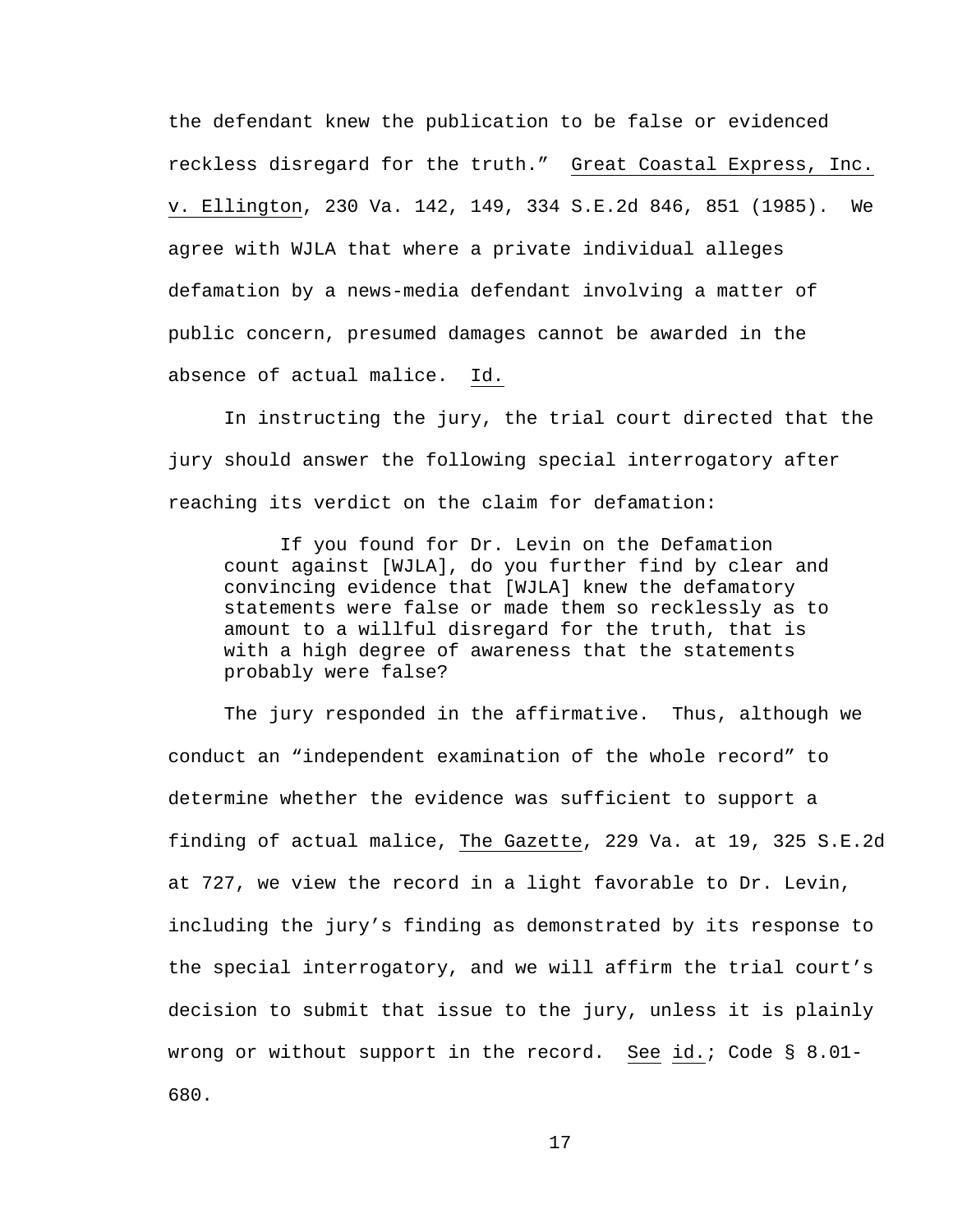the defendant knew the publication to be false or evidenced reckless disregard for the truth." Great Coastal Express, Inc. v. Ellington, 230 Va. 142, 149, 334 S.E.2d 846, 851 (1985). We agree with WJLA that where a private individual alleges defamation by a news-media defendant involving a matter of public concern, presumed damages cannot be awarded in the absence of actual malice. Id.

In instructing the jury, the trial court directed that the jury should answer the following special interrogatory after reaching its verdict on the claim for defamation:

> If you found for Dr. Levin on the Defamation count against [WJLA], do you further find by clear and convincing evidence that [WJLA] knew the defamatory statements were false or made them so recklessly as to amount to a willful disregard for the truth, that is with a high degree of awareness that the statements probably were false?

The jury responded in the affirmative. Thus, although we conduct an "independent examination of the whole record" to determine whether the evidence was sufficient to support a finding of actual malice, The Gazette, 229 Va. at 19, 325 S.E.2d at 727, we view the record in a light favorable to Dr. Levin, including the jury's finding as demonstrated by its response to the special interrogatory, and we will affirm the trial court's decision to submit that issue to the jury, unless it is plainly wrong or without support in the record. See id.; Code § 8.01-680.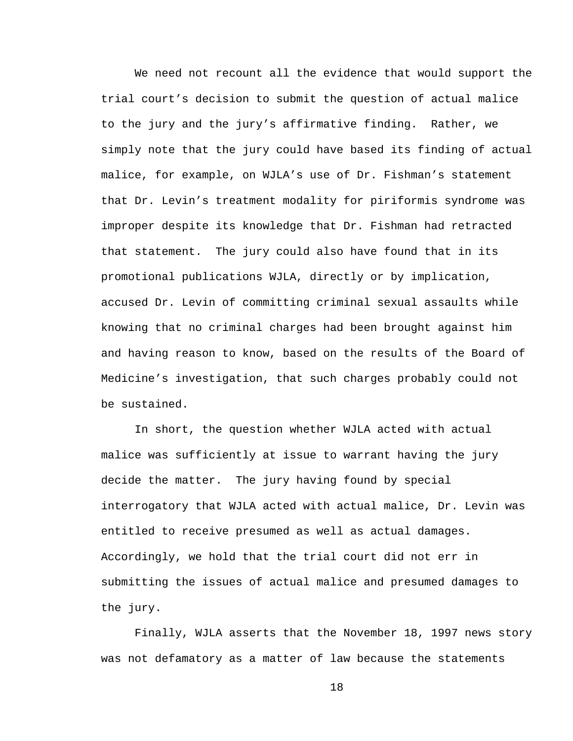We need not recount all the evidence that would support the trial court's decision to submit the question of actual malice to the jury and the jury's affirmative finding. Rather, we simply note that the jury could have based its finding of actual malice, for example, on WJLA's use of Dr. Fishman's statement that Dr. Levin's treatment modality for piriformis syndrome was improper despite its knowledge that Dr. Fishman had retracted that statement. The jury could also have found that in its promotional publications WJLA, directly or by implication, accused Dr. Levin of committing criminal sexual assaults while knowing that no criminal charges had been brought against him and having reason to know, based on the results of the Board of Medicine's investigation, that such charges probably could not be sustained.

In short, the question whether WJLA acted with actual malice was sufficiently at issue to warrant having the jury decide the matter. The jury having found by special interrogatory that WJLA acted with actual malice, Dr. Levin was entitled to receive presumed as well as actual damages. Accordingly, we hold that the trial court did not err in submitting the issues of actual malice and presumed damages to the jury.

Finally, WJLA asserts that the November 18, 1997 news story was not defamatory as a matter of law because the statements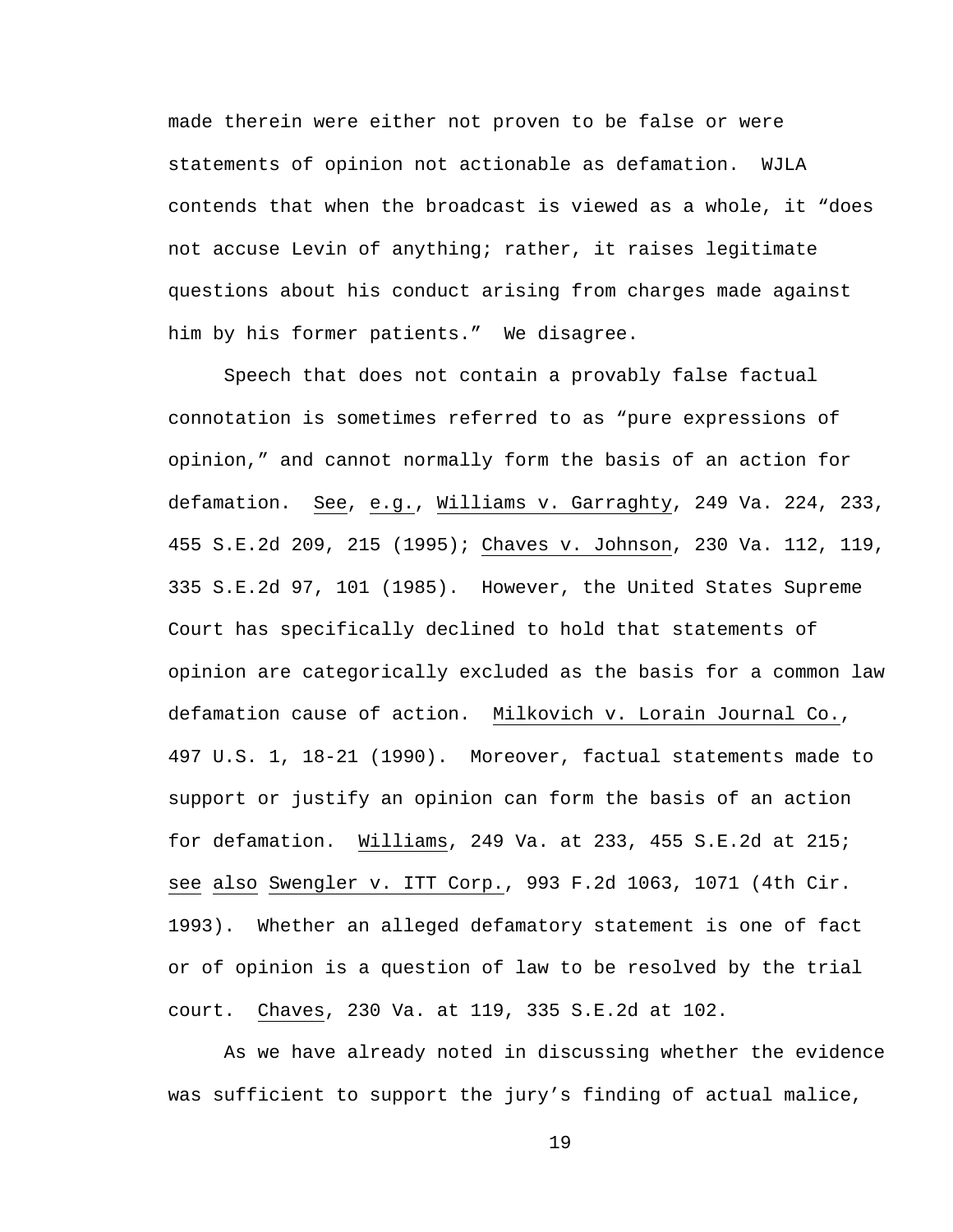made therein were either not proven to be false or were statements of opinion not actionable as defamation. WJLA contends that when the broadcast is viewed as a whole, it "does not accuse Levin of anything; rather, it raises legitimate questions about his conduct arising from charges made against him by his former patients." We disagree.

Speech that does not contain a provably false factual connotation is sometimes referred to as "pure expressions of opinion," and cannot normally form the basis of an action for defamation. See, e.g., Williams v. Garraghty, 249 Va. 224, 233, 455 S.E.2d 209, 215 (1995); Chaves v. Johnson, 230 Va. 112, 119, 335 S.E.2d 97, 101 (1985). However, the United States Supreme Court has specifically declined to hold that statements of opinion are categorically excluded as the basis for a common law defamation cause of action. Milkovich v. Lorain Journal Co., 497 U.S. 1, 18-21 (1990). Moreover, factual statements made to support or justify an opinion can form the basis of an action for defamation. Williams, 249 Va. at 233, 455 S.E.2d at 215; see also Swengler v. ITT Corp., 993 F.2d 1063, 1071 (4th Cir. 1993). Whether an alleged defamatory statement is one of fact or of opinion is a question of law to be resolved by the trial court. Chaves, 230 Va. at 119, 335 S.E.2d at 102.

As we have already noted in discussing whether the evidence was sufficient to support the jury's finding of actual malice,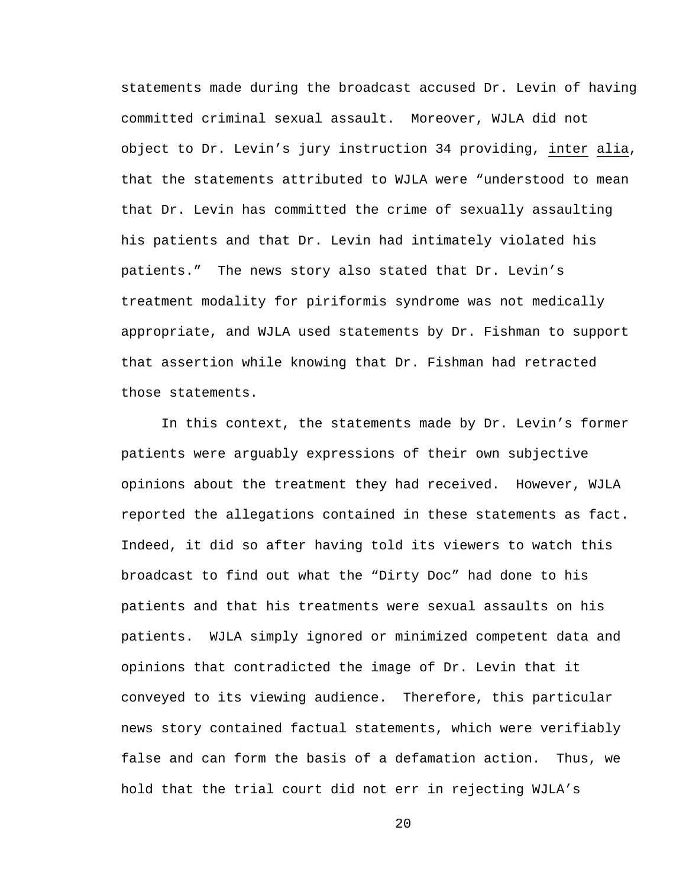statements made during the broadcast accused Dr. Levin of having committed criminal sexual assault. Moreover, WJLA did not object to Dr. Levin's jury instruction 34 providing, inter alia, that the statements attributed to WJLA were "understood to mean that Dr. Levin has committed the crime of sexually assaulting his patients and that Dr. Levin had intimately violated his patients." The news story also stated that Dr. Levin's treatment modality for piriformis syndrome was not medically appropriate, and WJLA used statements by Dr. Fishman to support that assertion while knowing that Dr. Fishman had retracted those statements.

In this context, the statements made by Dr. Levin's former patients were arguably expressions of their own subjective opinions about the treatment they had received. However, WJLA reported the allegations contained in these statements as fact. Indeed, it did so after having told its viewers to watch this broadcast to find out what the "Dirty Doc" had done to his patients and that his treatments were sexual assaults on his patients. WJLA simply ignored or minimized competent data and opinions that contradicted the image of Dr. Levin that it conveyed to its viewing audience. Therefore, this particular news story contained factual statements, which were verifiably false and can form the basis of a defamation action. Thus, we hold that the trial court did not err in rejecting WJLA's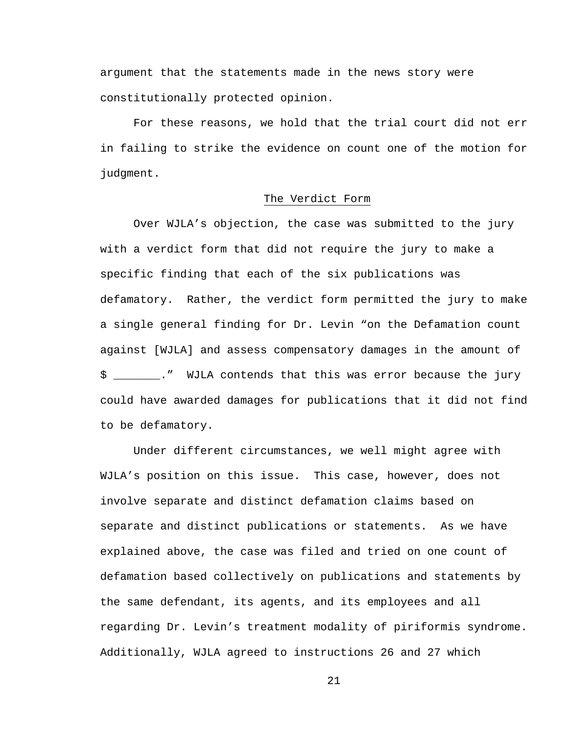argument that the statements made in the news story were constitutionally protected opinion.

For these reasons, we hold that the trial court did not err in failing to strike the evidence on count one of the motion for judgment.

## The Verdict Form

Over WJLA's objection, the case was submitted to the jury with a verdict form that did not require the jury to make a specific finding that each of the six publications was defamatory. Rather, the verdict form permitted the jury to make a single general finding for Dr. Levin "on the Defamation count against [WJLA] and assess compensatory damages in the amount of $ _______." WJLA contends that this was error because the jury could have awarded damages for publications that it did not find to be defamatory.

Under different circumstances, we well might agree with WJLA's position on this issue. This case, however, does not involve separate and distinct defamation claims based on separate and distinct publications or statements. As we have explained above, the case was filed and tried on one count of defamation based collectively on publications and statements by the same defendant, its agents, and its employees and all regarding Dr. Levin's treatment modality of piriformis syndrome. Additionally, WJLA agreed to instructions 26 and 27 which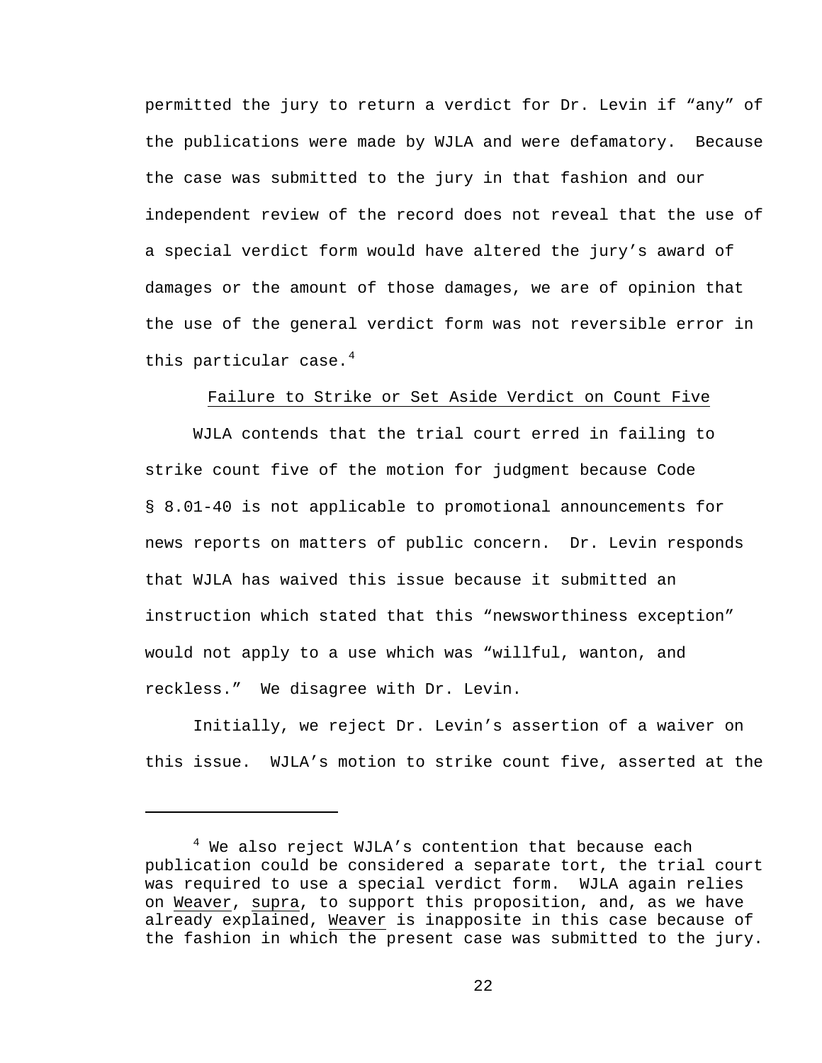permitted the jury to return a verdict for Dr. Levin if "any" of the publications were made by WJLA and were defamatory. Because the case was submitted to the jury in that fashion and our independent review of the record does not reveal that the use of a special verdict form would have altered the jury's award of damages or the amount of those damages, we are of opinion that the use of the general verdict form was not reversible error in this particular case.[4]

<u>Failure to Strike or Set Aside Verdict on Count Five</u>

WJLA contends that the trial court erred in failing to strike count five of the motion for judgment because Code § 8.01-40 is not applicable to promotional announcements for news reports on matters of public concern. Dr. Levin responds that WJLA has waived this issue because it submitted an instruction which stated that this "newsworthiness exception" would not apply to a use which was "willful, wanton, and reckless." We disagree with Dr. Levin.

Initially, we reject Dr. Levin's assertion of a waiver on this issue. WJLA's motion to strike count five, asserted at the

---

[4] We also reject WJLA's contention that because each publication could be considered a separate tort, the trial court was required to use a special verdict form. WJLA again relies on <u>Weaver</u>, <u>supra</u>, to support this proposition, and, as we have already explained, <u>Weaver</u> is inapposite in this case because of the fashion in which the present case was submitted to the jury.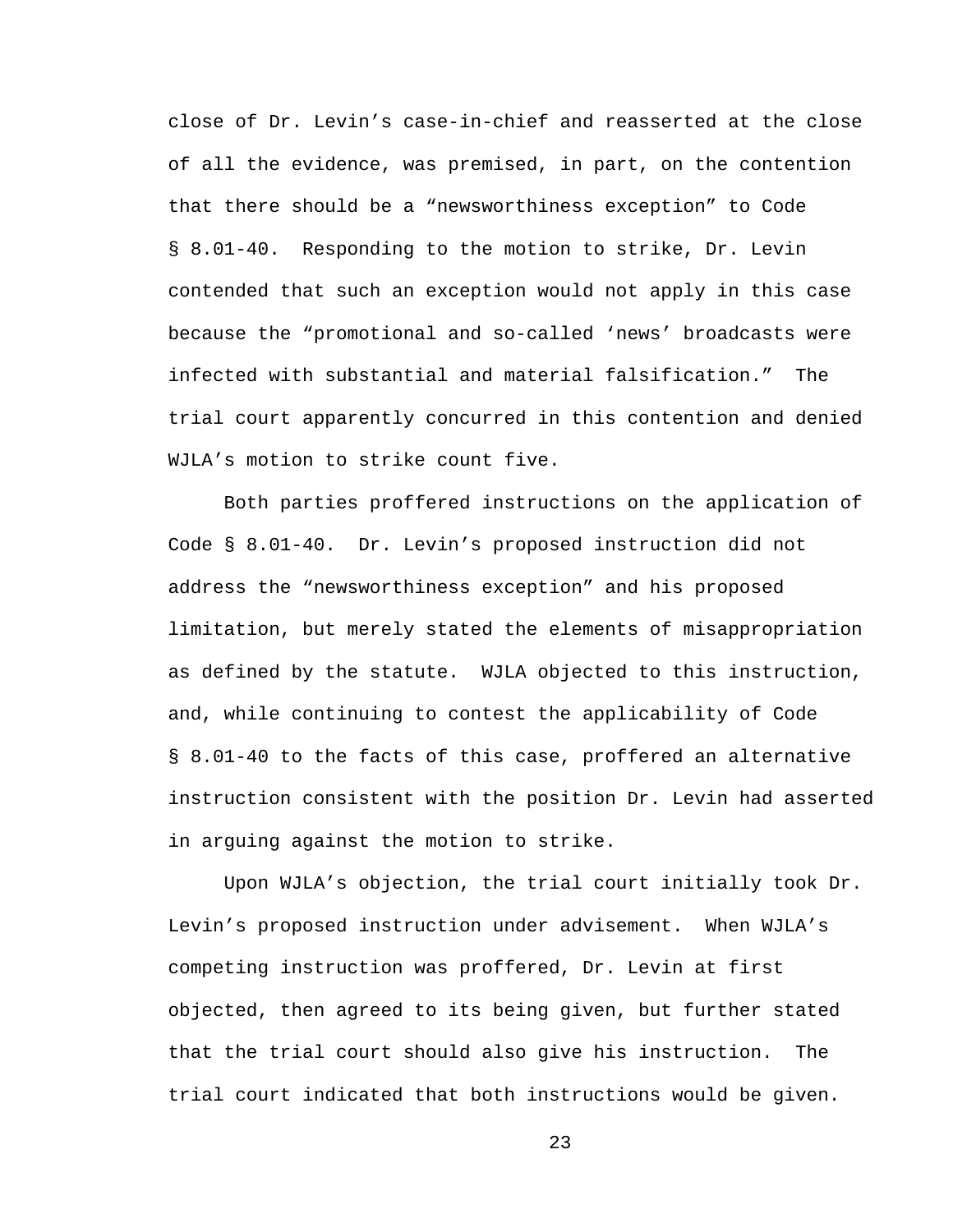close of Dr. Levin's case-in-chief and reasserted at the close of all the evidence, was premised, in part, on the contention that there should be a "newsworthiness exception" to Code § 8.01-40. Responding to the motion to strike, Dr. Levin contended that such an exception would not apply in this case because the "promotional and so-called 'news' broadcasts were infected with substantial and material falsification." The trial court apparently concurred in this contention and denied WJLA's motion to strike count five.

Both parties proffered instructions on the application of Code § 8.01-40. Dr. Levin's proposed instruction did not address the "newsworthiness exception" and his proposed limitation, but merely stated the elements of misappropriation as defined by the statute. WJLA objected to this instruction, and, while continuing to contest the applicability of Code § 8.01-40 to the facts of this case, proffered an alternative instruction consistent with the position Dr. Levin had asserted in arguing against the motion to strike.

Upon WJLA's objection, the trial court initially took Dr. Levin's proposed instruction under advisement. When WJLA's competing instruction was proffered, Dr. Levin at first objected, then agreed to its being given, but further stated that the trial court should also give his instruction. The trial court indicated that both instructions would be given.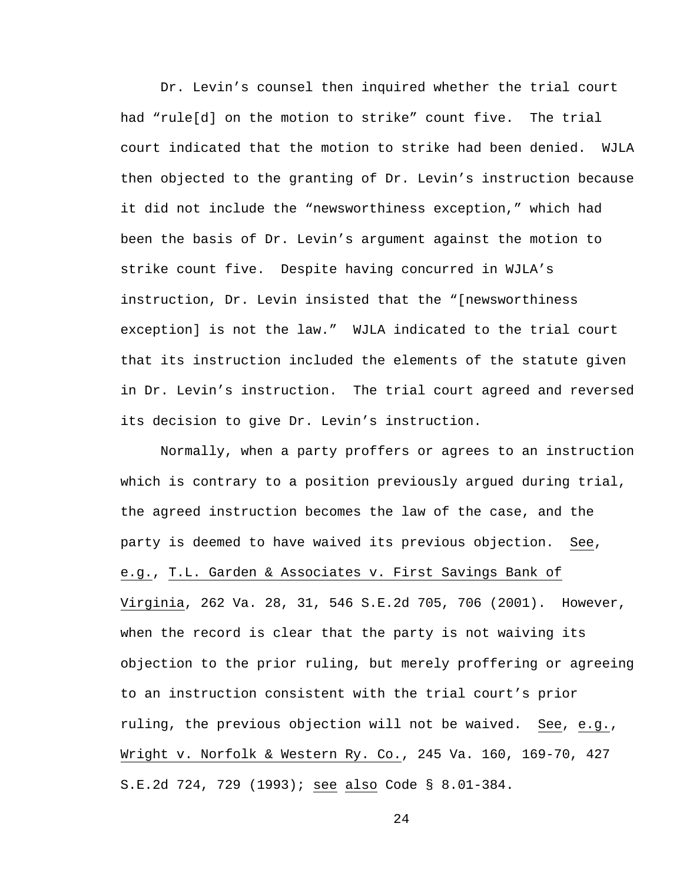Dr. Levin's counsel then inquired whether the trial court had "rule[d] on the motion to strike" count five. The trial court indicated that the motion to strike had been denied. WJLA then objected to the granting of Dr. Levin's instruction because it did not include the "newsworthiness exception," which had been the basis of Dr. Levin's argument against the motion to strike count five. Despite having concurred in WJLA's instruction, Dr. Levin insisted that the "[newsworthiness exception] is not the law." WJLA indicated to the trial court that its instruction included the elements of the statute given in Dr. Levin's instruction. The trial court agreed and reversed its decision to give Dr. Levin's instruction.

Normally, when a party proffers or agrees to an instruction which is contrary to a position previously argued during trial, the agreed instruction becomes the law of the case, and the party is deemed to have waived its previous objection. See, e.g., T.L. Garden & Associates v. First Savings Bank of Virginia, 262 Va. 28, 31, 546 S.E.2d 705, 706 (2001). However, when the record is clear that the party is not waiving its objection to the prior ruling, but merely proffering or agreeing to an instruction consistent with the trial court's prior ruling, the previous objection will not be waived. See, e.g., Wright v. Norfolk & Western Ry. Co., 245 Va. 160, 169-70, 427 S.E.2d 724, 729 (1993); see also Code § 8.01-384.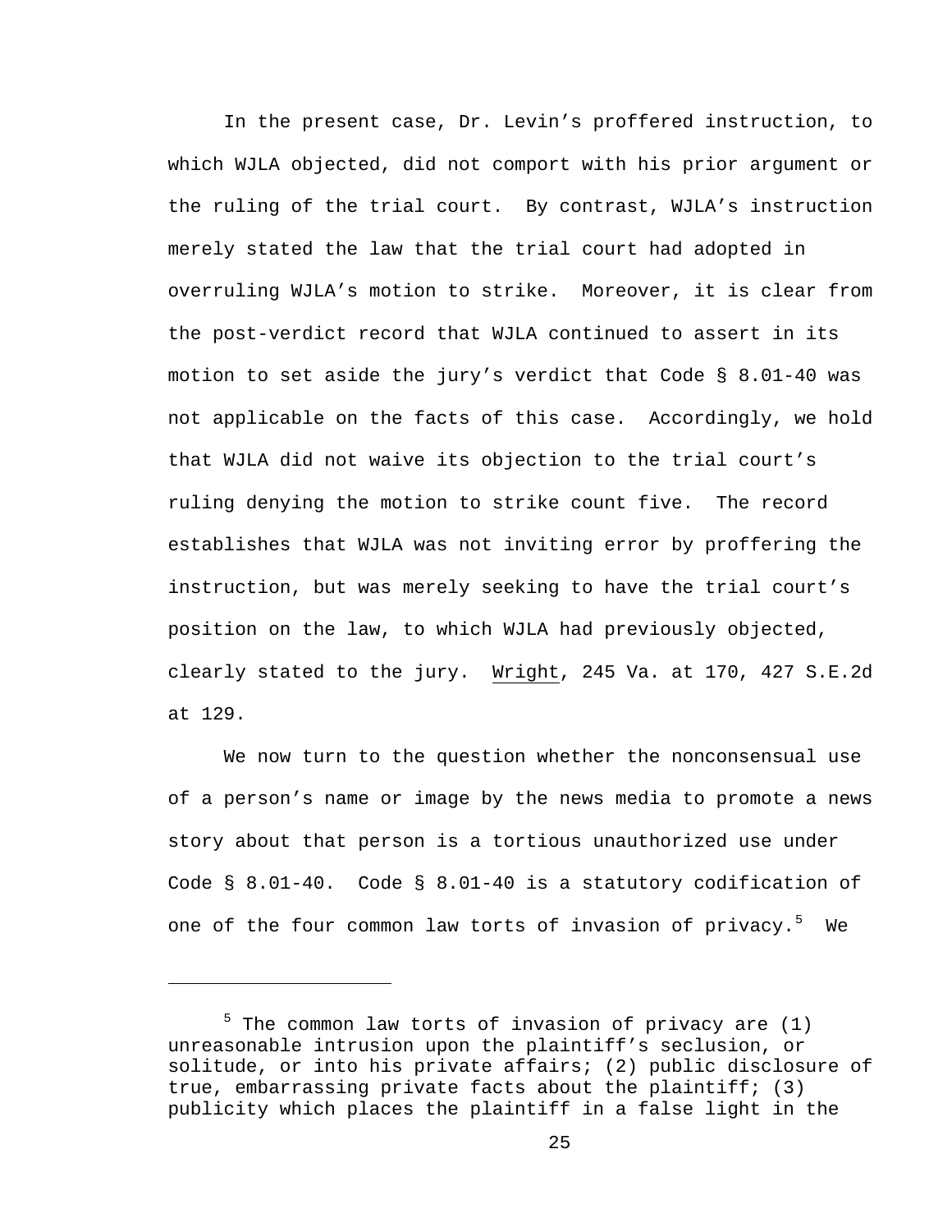In the present case, Dr. Levin's proffered instruction, to which WJLA objected, did not comport with his prior argument or the ruling of the trial court. By contrast, WJLA's instruction merely stated the law that the trial court had adopted in overruling WJLA's motion to strike. Moreover, it is clear from the post-verdict record that WJLA continued to assert in its motion to set aside the jury's verdict that Code § 8.01-40 was not applicable on the facts of this case. Accordingly, we hold that WJLA did not waive its objection to the trial court's ruling denying the motion to strike count five. The record establishes that WJLA was not inviting error by proffering the instruction, but was merely seeking to have the trial court's position on the law, to which WJLA had previously objected, clearly stated to the jury. Wright, 245 Va. at 170, 427 S.E.2d at 129.

We now turn to the question whether the nonconsensual use of a person's name or image by the news media to promote a news story about that person is a tortious unauthorized use under Code § 8.01-40. Code § 8.01-40 is a statutory codification of one of the four common law torts of invasion of privacy.[5] We

---

[5] The common law torts of invasion of privacy are (1) unreasonable intrusion upon the plaintiff's seclusion, or solitude, or into his private affairs; (2) public disclosure of true, embarrassing private facts about the plaintiff; (3) publicity which places the plaintiff in a false light in the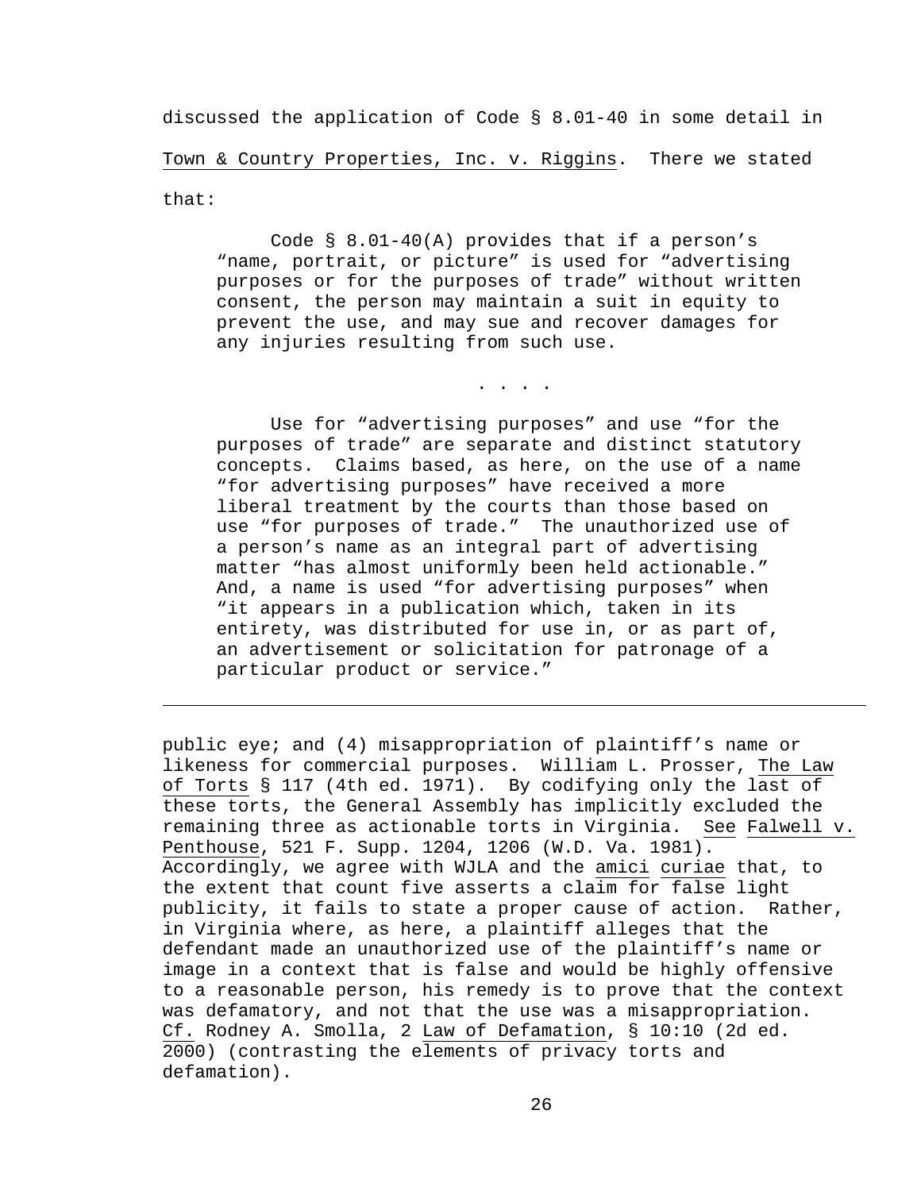discussed the application of Code § 8.01-40 in some detail in Town & Country Properties, Inc. v. Riggins. There we stated that:

> Code § 8.01-40(A) provides that if a person's "name, portrait, or picture" is used for "advertising purposes or for the purposes of trade" without written consent, the person may maintain a suit in equity to prevent the use, and may sue and recover damages for any injuries resulting from such use.
>
> . . . .
>
> Use for "advertising purposes" and use "for the purposes of trade" are separate and distinct statutory concepts. Claims based, as here, on the use of a name "for advertising purposes" have received a more liberal treatment by the courts than those based on use "for purposes of trade." The unauthorized use of a person's name as an integral part of advertising matter "has almost uniformly been held actionable." And, a name is used "for advertising purposes" when "it appears in a publication which, taken in its entirety, was distributed for use in, or as part of, an advertisement or solicitation for patronage of a particular product or service."

---

public eye; and (4) misappropriation of plaintiff's name or likeness for commercial purposes. William L. Prosser, The Law of Torts § 117 (4th ed. 1971). By codifying only the last of these torts, the General Assembly has implicitly excluded the remaining three as actionable torts in Virginia. See Falwell v. Penthouse, 521 F. Supp. 1204, 1206 (W.D. Va. 1981). Accordingly, we agree with WJLA and the amici curiae that, to the extent that count five asserts a claim for false light publicity, it fails to state a proper cause of action. Rather, in Virginia where, as here, a plaintiff alleges that the defendant made an unauthorized use of the plaintiff's name or image in a context that is false and would be highly offensive to a reasonable person, his remedy is to prove that the context was defamatory, and not that the use was a misappropriation. Cf. Rodney A. Smolla, 2 Law of Defamation, § 10:10 (2d ed. 2000) (contrasting the elements of privacy torts and defamation).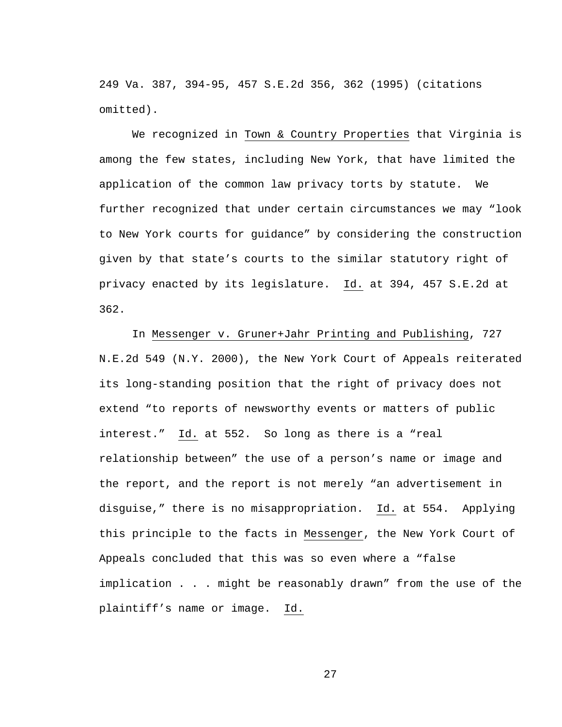249 Va. 387, 394-95, 457 S.E.2d 356, 362 (1995) (citations omitted).

We recognized in Town & Country Properties that Virginia is among the few states, including New York, that have limited the application of the common law privacy torts by statute. We further recognized that under certain circumstances we may "look to New York courts for guidance" by considering the construction given by that state's courts to the similar statutory right of privacy enacted by its legislature. Id. at 394, 457 S.E.2d at 362.

In Messenger v. Gruner+Jahr Printing and Publishing, 727 N.E.2d 549 (N.Y. 2000), the New York Court of Appeals reiterated its long-standing position that the right of privacy does not extend "to reports of newsworthy events or matters of public interest." Id. at 552. So long as there is a "real relationship between" the use of a person's name or image and the report, and the report is not merely "an advertisement in disguise," there is no misappropriation. Id. at 554. Applying this principle to the facts in Messenger, the New York Court of Appeals concluded that this was so even where a "false implication . . . might be reasonably drawn" from the use of the plaintiff's name or image. Id.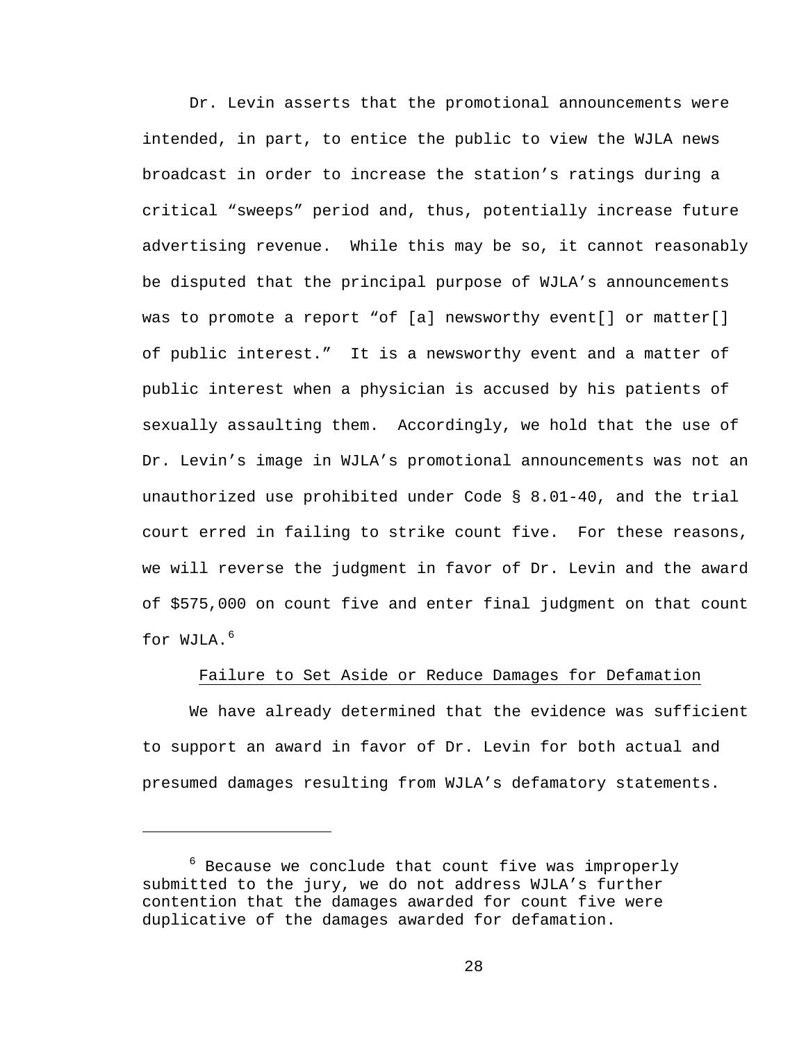Dr. Levin asserts that the promotional announcements were intended, in part, to entice the public to view the WJLA news broadcast in order to increase the station's ratings during a critical "sweeps" period and, thus, potentially increase future advertising revenue. While this may be so, it cannot reasonably be disputed that the principal purpose of WJLA's announcements was to promote a report "of [a] newsworthy event[] or matter[] of public interest." It is a newsworthy event and a matter of public interest when a physician is accused by his patients of sexually assaulting them. Accordingly, we hold that the use of Dr. Levin's image in WJLA's promotional announcements was not an unauthorized use prohibited under Code § 8.01-40, and the trial court erred in failing to strike count five. For these reasons, we will reverse the judgment in favor of Dr. Levin and the award of $575,000 on count five and enter final judgment on that count for WJLA.[6]

<u>Failure to Set Aside or Reduce Damages for Defamation</u>

We have already determined that the evidence was sufficient to support an award in favor of Dr. Levin for both actual and presumed damages resulting from WJLA's defamatory statements.

---

[6] Because we conclude that count five was improperly submitted to the jury, we do not address WJLA's further contention that the damages awarded for count five were duplicative of the damages awarded for defamation.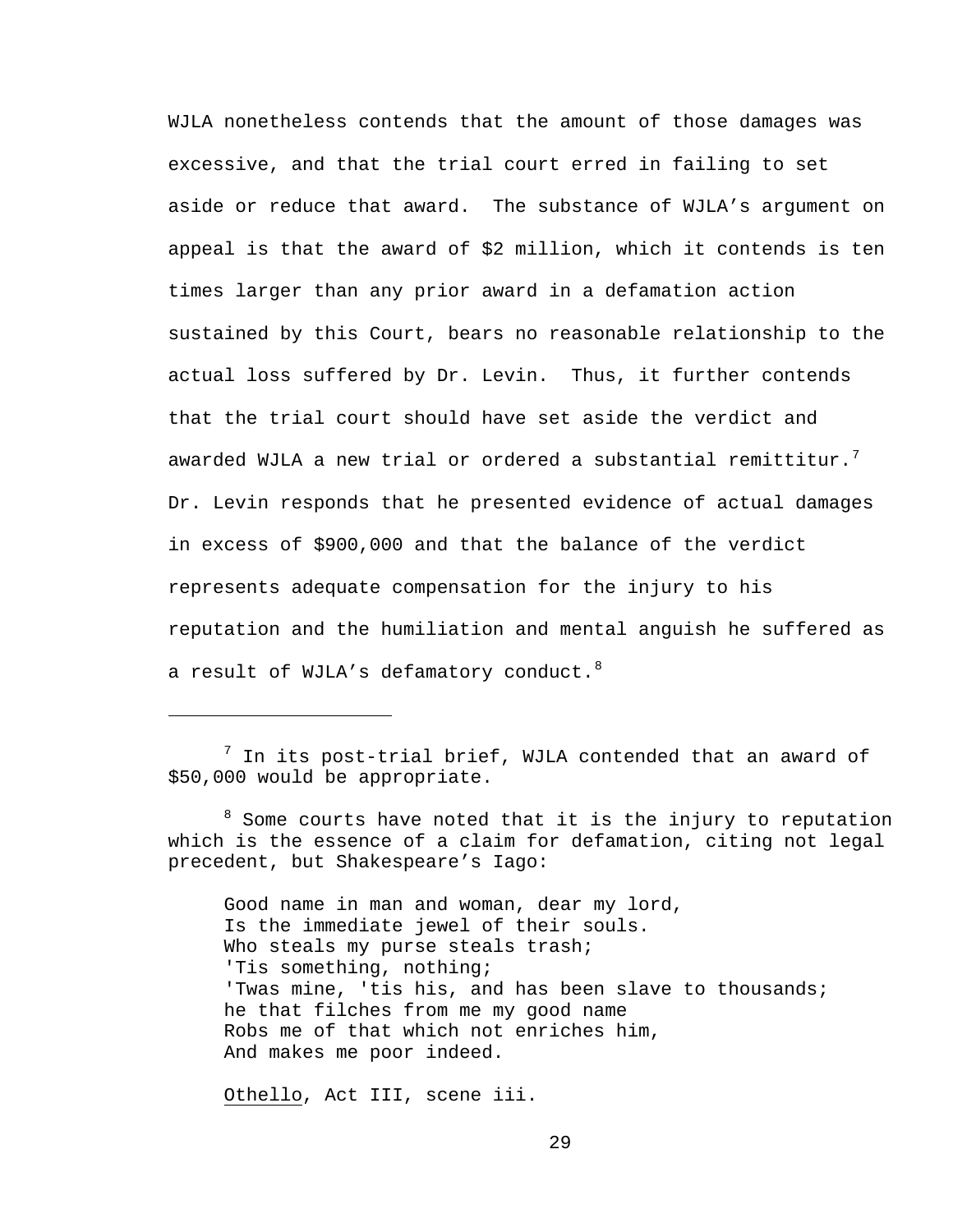WJLA nonetheless contends that the amount of those damages was excessive, and that the trial court erred in failing to set aside or reduce that award. The substance of WJLA's argument on appeal is that the award of $2 million, which it contends is ten times larger than any prior award in a defamation action sustained by this Court, bears no reasonable relationship to the actual loss suffered by Dr. Levin. Thus, it further contends that the trial court should have set aside the verdict and awarded WJLA a new trial or ordered a substantial remittitur.[7] Dr. Levin responds that he presented evidence of actual damages in excess of $900,000 and that the balance of the verdict represents adequate compensation for the injury to his reputation and the humiliation and mental anguish he suffered as a result of WJLA's defamatory conduct.[8]

---

[7] In its post-trial brief, WJLA contended that an award of $50,000 would be appropriate.

[8] Some courts have noted that it is the injury to reputation which is the essence of a claim for defamation, citing not legal precedent, but Shakespeare's Iago:

> Good name in man and woman, dear my lord,
> Is the immediate jewel of their souls.
> Who steals my purse steals trash;
> 'Tis something, nothing;
> 'Twas mine, 'tis his, and has been slave to thousands;
> he that filches from me my good name
> Robs me of that which not enriches him,
> And makes me poor indeed.
>
> Othello, Act III, scene iii.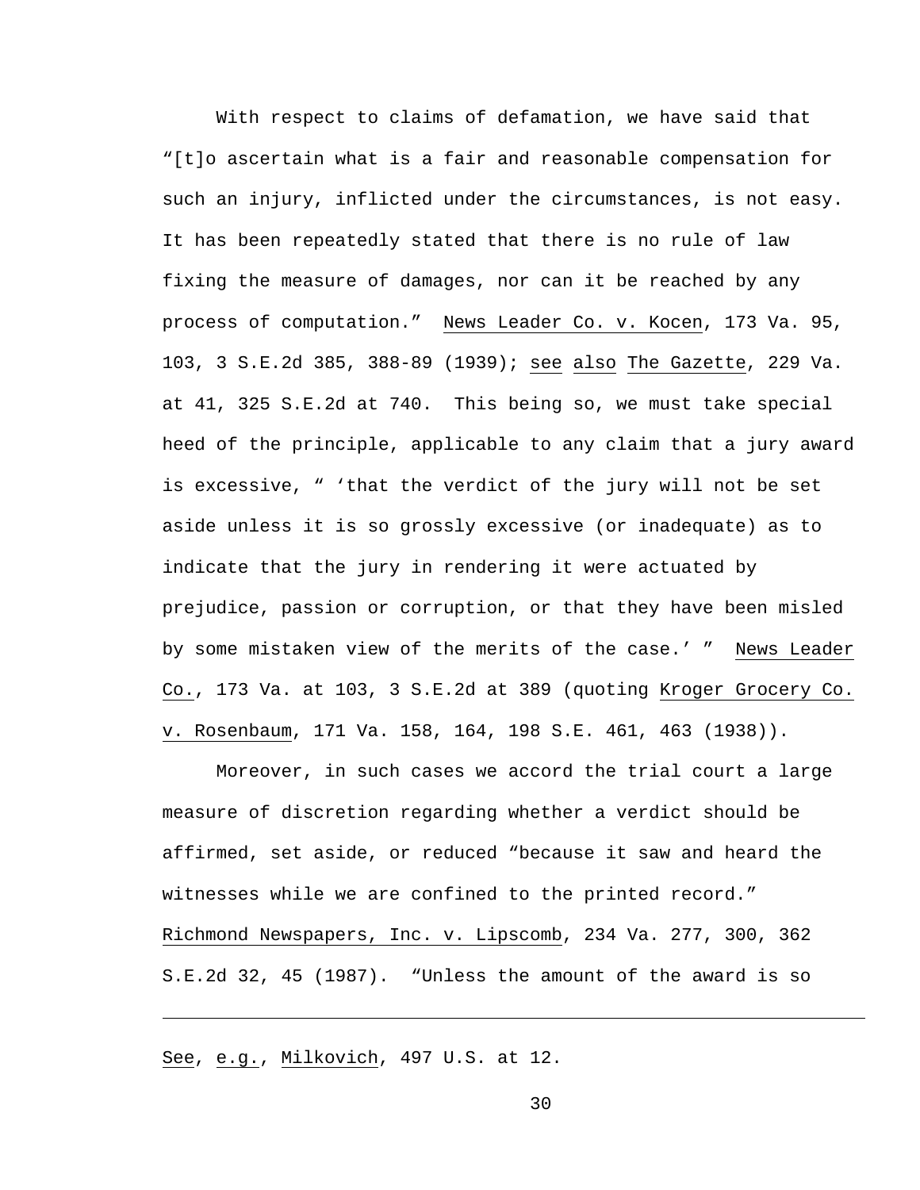With respect to claims of defamation, we have said that "[t]o ascertain what is a fair and reasonable compensation for such an injury, inflicted under the circumstances, is not easy. It has been repeatedly stated that there is no rule of law fixing the measure of damages, nor can it be reached by any process of computation." News Leader Co. v. Kocen, 173 Va. 95, 103, 3 S.E.2d 385, 388-89 (1939); see also The Gazette, 229 Va. at 41, 325 S.E.2d at 740. This being so, we must take special heed of the principle, applicable to any claim that a jury award is excessive, " 'that the verdict of the jury will not be set aside unless it is so grossly excessive (or inadequate) as to indicate that the jury in rendering it were actuated by prejudice, passion or corruption, or that they have been misled by some mistaken view of the merits of the case.' " News Leader Co., 173 Va. at 103, 3 S.E.2d at 389 (quoting Kroger Grocery Co. v. Rosenbaum, 171 Va. 158, 164, 198 S.E. 461, 463 (1938)).

Moreover, in such cases we accord the trial court a large measure of discretion regarding whether a verdict should be affirmed, set aside, or reduced "because it saw and heard the witnesses while we are confined to the printed record." Richmond Newspapers, Inc. v. Lipscomb, 234 Va. 277, 300, 362 S.E.2d 32, 45 (1987). "Unless the amount of the award is so

---

See, e.g., Milkovich, 497 U.S. at 12.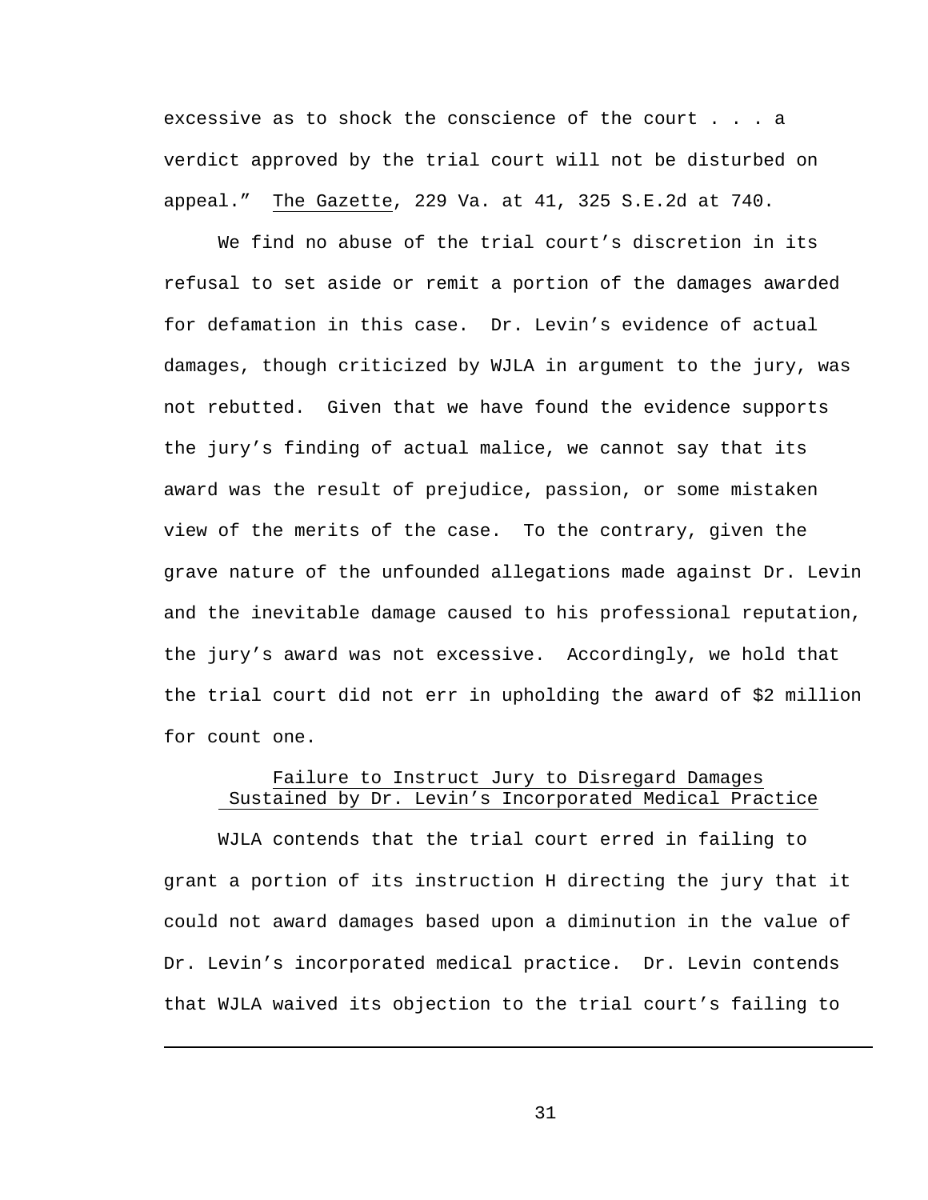excessive as to shock the conscience of the court . . . a verdict approved by the trial court will not be disturbed on appeal." The Gazette, 229 Va. at 41, 325 S.E.2d at 740.

We find no abuse of the trial court's discretion in its refusal to set aside or remit a portion of the damages awarded for defamation in this case. Dr. Levin's evidence of actual damages, though criticized by WJLA in argument to the jury, was not rebutted. Given that we have found the evidence supports the jury's finding of actual malice, we cannot say that its award was the result of prejudice, passion, or some mistaken view of the merits of the case. To the contrary, given the grave nature of the unfounded allegations made against Dr. Levin and the inevitable damage caused to his professional reputation, the jury's award was not excessive. Accordingly, we hold that the trial court did not err in upholding the award of $2 million for count one.

## Failure to Instruct Jury to Disregard Damages Sustained by Dr. Levin's Incorporated Medical Practice

WJLA contends that the trial court erred in failing to grant a portion of its instruction H directing the jury that it could not award damages based upon a diminution in the value of Dr. Levin's incorporated medical practice. Dr. Levin contends that WJLA waived its objection to the trial court's failing to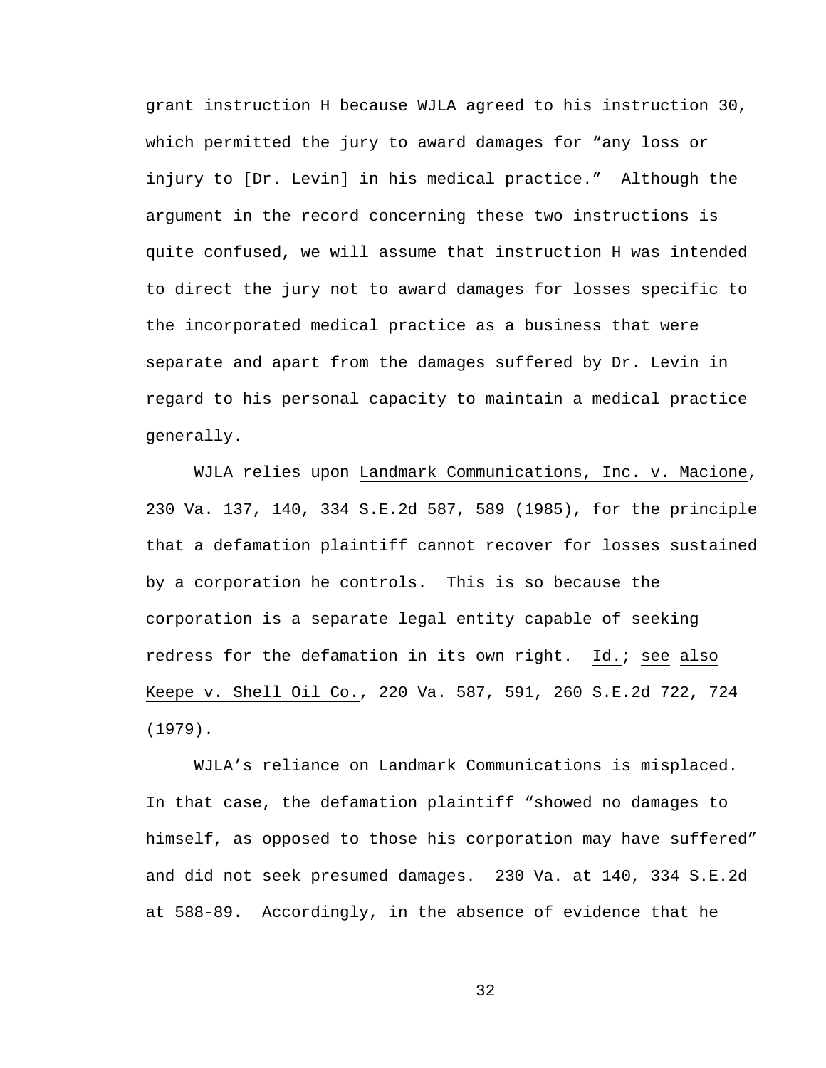grant instruction H because WJLA agreed to his instruction 30, which permitted the jury to award damages for "any loss or injury to [Dr. Levin] in his medical practice." Although the argument in the record concerning these two instructions is quite confused, we will assume that instruction H was intended to direct the jury not to award damages for losses specific to the incorporated medical practice as a business that were separate and apart from the damages suffered by Dr. Levin in regard to his personal capacity to maintain a medical practice generally.

WJLA relies upon Landmark Communications, Inc. v. Macione, 230 Va. 137, 140, 334 S.E.2d 587, 589 (1985), for the principle that a defamation plaintiff cannot recover for losses sustained by a corporation he controls. This is so because the corporation is a separate legal entity capable of seeking redress for the defamation in its own right. Id.; see also Keepe v. Shell Oil Co., 220 Va. 587, 591, 260 S.E.2d 722, 724 (1979).

WJLA's reliance on Landmark Communications is misplaced. In that case, the defamation plaintiff "showed no damages to himself, as opposed to those his corporation may have suffered" and did not seek presumed damages. 230 Va. at 140, 334 S.E.2d at 588-89. Accordingly, in the absence of evidence that he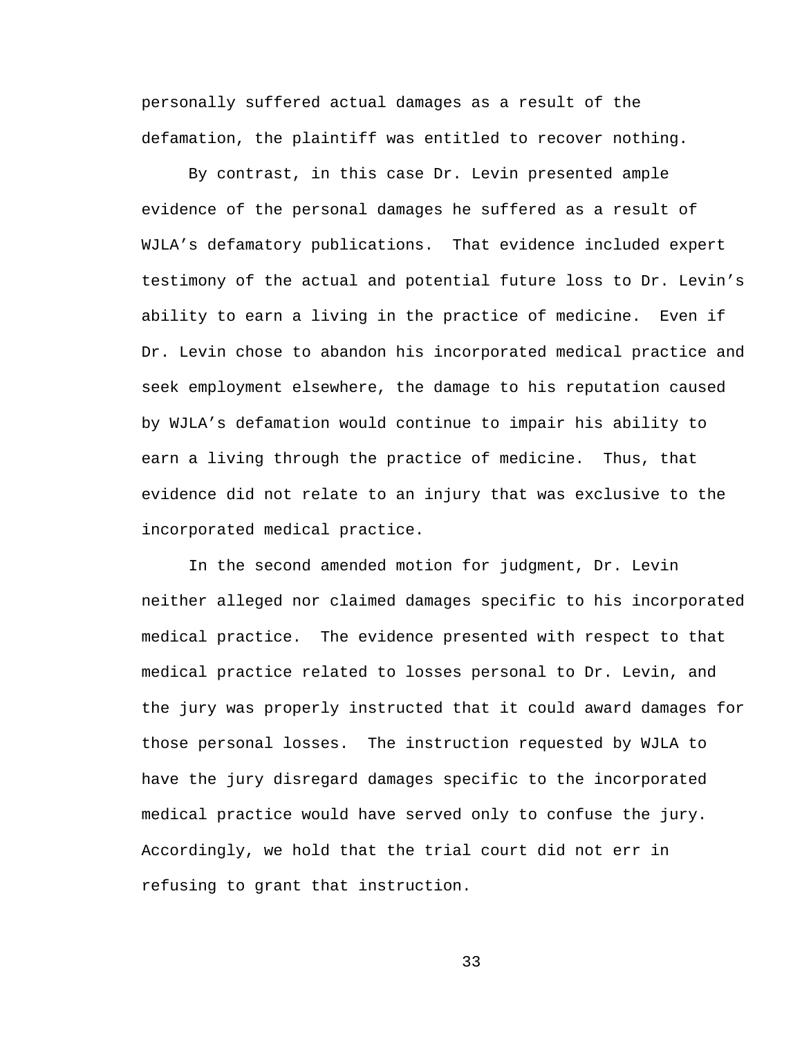personally suffered actual damages as a result of the defamation, the plaintiff was entitled to recover nothing.

By contrast, in this case Dr. Levin presented ample evidence of the personal damages he suffered as a result of WJLA's defamatory publications. That evidence included expert testimony of the actual and potential future loss to Dr. Levin's ability to earn a living in the practice of medicine. Even if Dr. Levin chose to abandon his incorporated medical practice and seek employment elsewhere, the damage to his reputation caused by WJLA's defamation would continue to impair his ability to earn a living through the practice of medicine. Thus, that evidence did not relate to an injury that was exclusive to the incorporated medical practice.

In the second amended motion for judgment, Dr. Levin neither alleged nor claimed damages specific to his incorporated medical practice. The evidence presented with respect to that medical practice related to losses personal to Dr. Levin, and the jury was properly instructed that it could award damages for those personal losses. The instruction requested by WJLA to have the jury disregard damages specific to the incorporated medical practice would have served only to confuse the jury. Accordingly, we hold that the trial court did not err in refusing to grant that instruction.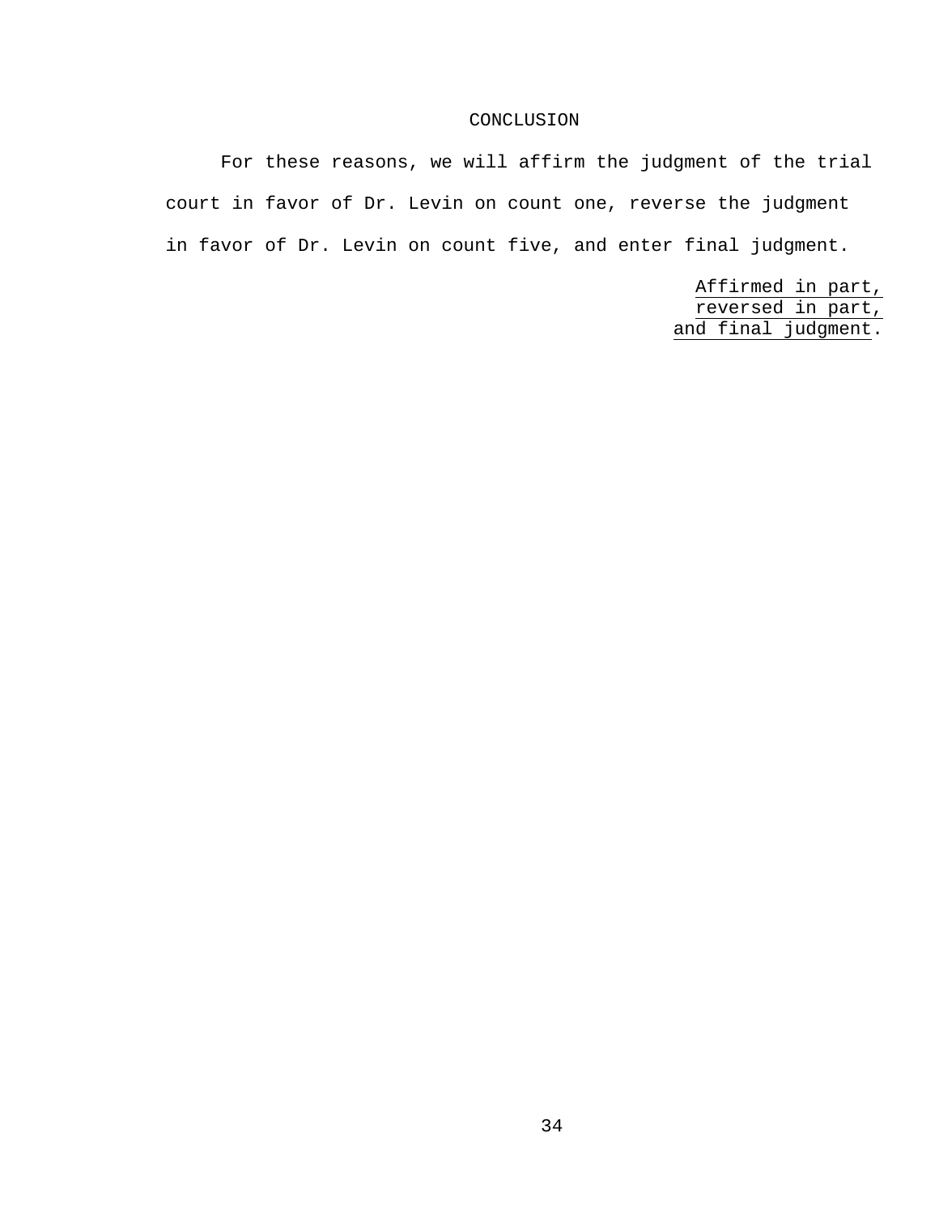## CONCLUSION

For these reasons, we will affirm the judgment of the trial court in favor of Dr. Levin on count one, reverse the judgment in favor of Dr. Levin on count five, and enter final judgment.

<div align="right">

<u>Affirmed in part,</u>
<u>reversed in part,</u>
<u>and final judgment</u>.

</div>